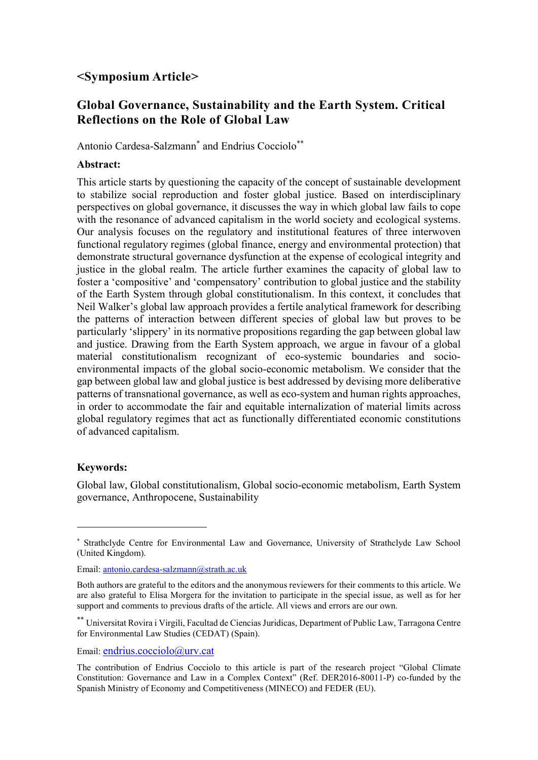## <Symposium Article>

# Global Governance, Sustainability and the Earth System. Critical Reflections on the Role of Global Law

Antonio Cardesa-Salzmann[*] and Endrius Cocciolo[**]

### Abstract:

This article starts by questioning the capacity of the concept of sustainable development to stabilize social reproduction and foster global justice. Based on interdisciplinary perspectives on global governance, it discusses the way in which global law fails to cope with the resonance of advanced capitalism in the world society and ecological systems. Our analysis focuses on the regulatory and institutional features of three interwoven functional regulatory regimes (global finance, energy and environmental protection) that demonstrate structural governance dysfunction at the expense of ecological integrity and justice in the global realm. The article further examines the capacity of global law to foster a 'compositive' and 'compensatory' contribution to global justice and the stability of the Earth System through global constitutionalism. In this context, it concludes that Neil Walker's global law approach provides a fertile analytical framework for describing the patterns of interaction between different species of global law but proves to be particularly 'slippery' in its normative propositions regarding the gap between global law and justice. Drawing from the Earth System approach, we argue in favour of a global material constitutionalism recognizant of eco-systemic boundaries and socio-environmental impacts of the global socio-economic metabolism. We consider that the gap between global law and global justice is best addressed by devising more deliberative patterns of transnational governance, as well as eco-system and human rights approaches, in order to accommodate the fair and equitable internalization of material limits across global regulatory regimes that act as functionally differentiated economic constitutions of advanced capitalism.

### Keywords:

Global law, Global constitutionalism, Global socio-economic metabolism, Earth System governance, Anthropocene, Sustainability

---

[*] Strathclyde Centre for Environmental Law and Governance, University of Strathclyde Law School (United Kingdom).

Email: antonio.cardesa-salzmann@strath.ac.uk

Both authors are grateful to the editors and the anonymous reviewers for their comments to this article. We are also grateful to Elisa Morgera for the invitation to participate in the special issue, as well as for her support and comments to previous drafts of the article. All views and errors are our own.

[**] Universitat Rovira i Virgili, Facultad de Ciencias Juridicas, Department of Public Law, Tarragona Centre for Environmental Law Studies (CEDAT) (Spain).

Email: endrius.cocciolo@urv.cat

The contribution of Endrius Cocciolo to this article is part of the research project "Global Climate Constitution: Governance and Law in a Complex Context" (Ref. DER2016-80011-P) co-funded by the Spanish Ministry of Economy and Competitiveness (MINECO) and FEDER (EU).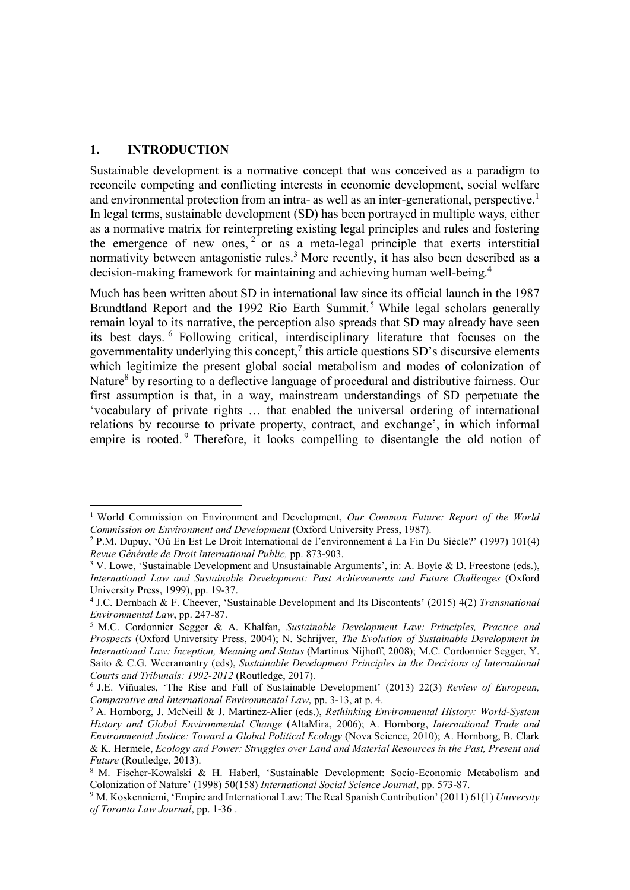## 1. INTRODUCTION

Sustainable development is a normative concept that was conceived as a paradigm to reconcile competing and conflicting interests in economic development, social welfare and environmental protection from an intra- as well as an inter-generational, perspective.[1] In legal terms, sustainable development (SD) has been portrayed in multiple ways, either as a normative matrix for reinterpreting existing legal principles and rules and fostering the emergence of new ones,[2] or as a meta-legal principle that exerts interstitial normativity between antagonistic rules.[3] More recently, it has also been described as a decision-making framework for maintaining and achieving human well-being.[4]

Much has been written about SD in international law since its official launch in the 1987 Brundtland Report and the 1992 Rio Earth Summit.[5] While legal scholars generally remain loyal to its narrative, the perception also spreads that SD may already have seen its best days.[6] Following critical, interdisciplinary literature that focuses on the governmentality underlying this concept,[7] this article questions SD's discursive elements which legitimize the present global social metabolism and modes of colonization of Nature[8] by resorting to a deflective language of procedural and distributive fairness. Our first assumption is that, in a way, mainstream understandings of SD perpetuate the 'vocabulary of private rights … that enabled the universal ordering of international relations by recourse to private property, contract, and exchange', in which informal empire is rooted.[9] Therefore, it looks compelling to disentangle the old notion of

---

[1] World Commission on Environment and Development, *Our Common Future: Report of the World Commission on Environment and Development* (Oxford University Press, 1987).

[2] P.M. Dupuy, 'Où En Est Le Droit International de l'environnement à La Fin Du Siècle?' (1997) 101(4) *Revue Générale de Droit International Public,* pp. 873-903.

[3] V. Lowe, 'Sustainable Development and Unsustainable Arguments', in: A. Boyle & D. Freestone (eds.), *International Law and Sustainable Development: Past Achievements and Future Challenges* (Oxford University Press, 1999), pp. 19-37.

[4] J.C. Dernbach & F. Cheever, 'Sustainable Development and Its Discontents' (2015) 4(2) *Transnational Environmental Law*, pp. 247-87.

[5] M.C. Cordonnier Segger & A. Khalfan, *Sustainable Development Law: Principles, Practice and Prospects* (Oxford University Press, 2004); N. Schrijver, *The Evolution of Sustainable Development in International Law: Inception, Meaning and Status* (Martinus Nijhoff, 2008); M.C. Cordonnier Segger, Y. Saito & C.G. Weeramantry (eds), *Sustainable Development Principles in the Decisions of International Courts and Tribunals: 1992-2012* (Routledge, 2017).

[6] J.E. Viñuales, 'The Rise and Fall of Sustainable Development' (2013) 22(3) *Review of European, Comparative and International Environmental Law*, pp. 3-13, at p. 4.

[7] A. Hornborg, J. McNeill & J. Martinez-Alier (eds.), *Rethinking Environmental History: World-System History and Global Environmental Change* (AltaMira, 2006); A. Hornborg, *International Trade and Environmental Justice: Toward a Global Political Ecology* (Nova Science, 2010); A. Hornborg, B. Clark & K. Hermele, *Ecology and Power: Struggles over Land and Material Resources in the Past, Present and Future* (Routledge, 2013).

[8] M. Fischer-Kowalski & H. Haberl, 'Sustainable Development: Socio-Economic Metabolism and Colonization of Nature' (1998) 50(158) *International Social Science Journal*, pp. 573-87.

[9] M. Koskenniemi, 'Empire and International Law: The Real Spanish Contribution' (2011) 61(1) *University of Toronto Law Journal*, pp. 1-36 .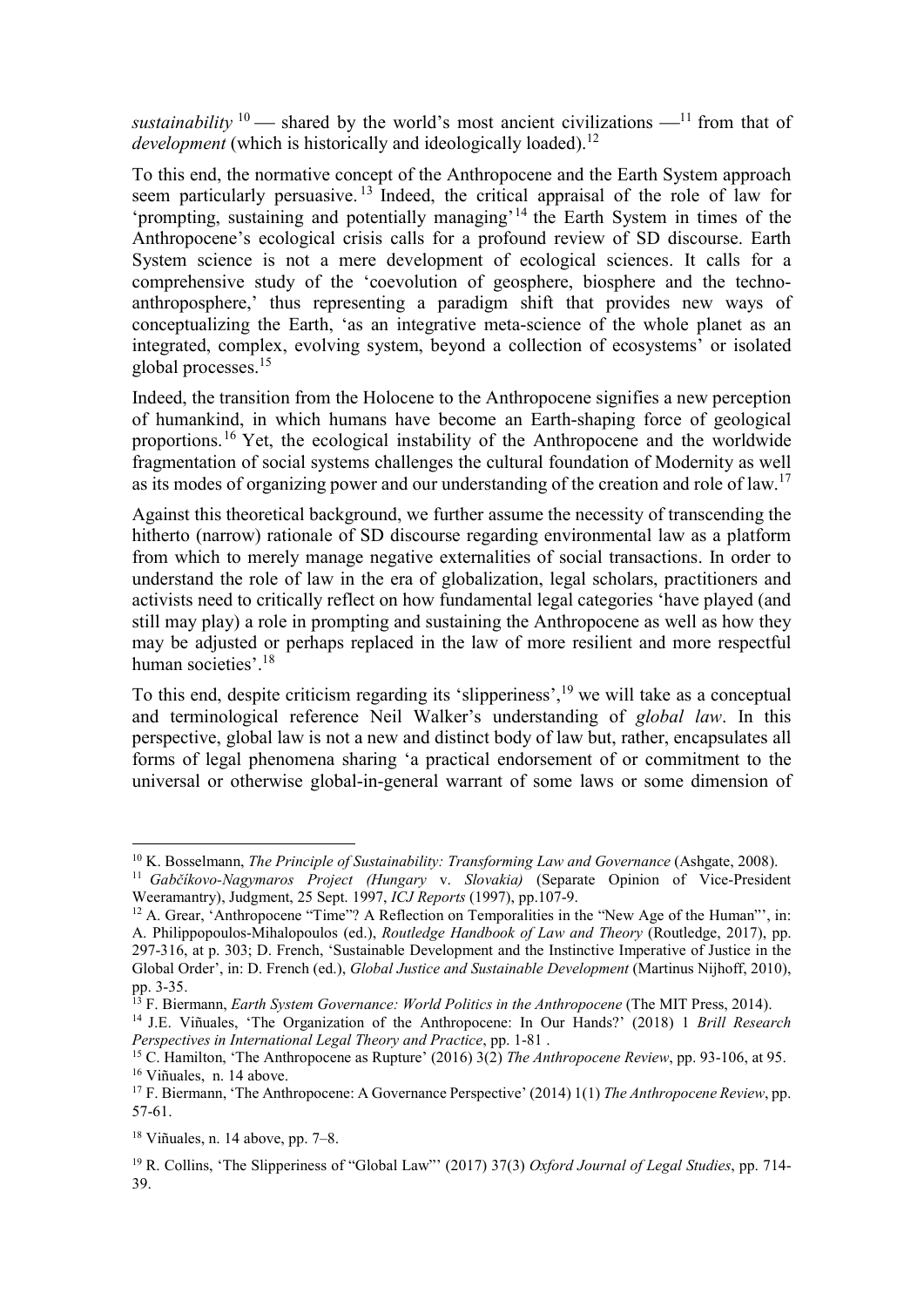*sustainability*[10] — shared by the world's most ancient civilizations —[11] from that of *development* (which is historically and ideologically loaded).[12]

To this end, the normative concept of the Anthropocene and the Earth System approach seem particularly persuasive.[13] Indeed, the critical appraisal of the role of law for 'prompting, sustaining and potentially managing'[14] the Earth System in times of the Anthropocene's ecological crisis calls for a profound review of SD discourse. Earth System science is not a mere development of ecological sciences. It calls for a comprehensive study of the 'coevolution of geosphere, biosphere and the techno-anthroposphere,' thus representing a paradigm shift that provides new ways of conceptualizing the Earth, 'as an integrative meta-science of the whole planet as an integrated, complex, evolving system, beyond a collection of ecosystems' or isolated global processes.[15]

Indeed, the transition from the Holocene to the Anthropocene signifies a new perception of humankind, in which humans have become an Earth-shaping force of geological proportions.[16] Yet, the ecological instability of the Anthropocene and the worldwide fragmentation of social systems challenges the cultural foundation of Modernity as well as its modes of organizing power and our understanding of the creation and role of law.[17]

Against this theoretical background, we further assume the necessity of transcending the hitherto (narrow) rationale of SD discourse regarding environmental law as a platform from which to merely manage negative externalities of social transactions. In order to understand the role of law in the era of globalization, legal scholars, practitioners and activists need to critically reflect on how fundamental legal categories 'have played (and still may play) a role in prompting and sustaining the Anthropocene as well as how they may be adjusted or perhaps replaced in the law of more resilient and more respectful human societies'.[18]

To this end, despite criticism regarding its 'slipperiness',[19] we will take as a conceptual and terminological reference Neil Walker's understanding of *global law*. In this perspective, global law is not a new and distinct body of law but, rather, encapsulates all forms of legal phenomena sharing 'a practical endorsement of or commitment to the universal or otherwise global-in-general warrant of some laws or some dimension of

---

[10] K. Bosselmann, *The Principle of Sustainability: Transforming Law and Governance* (Ashgate, 2008).

[11] *Gabčíkovo-Nagymaros Project (Hungary* v. *Slovakia)* (Separate Opinion of Vice-President Weeramantry), Judgment, 25 Sept. 1997, *ICJ Reports* (1997), pp.107-9.

[12] A. Grear, 'Anthropocene "Time"? A Reflection on Temporalities in the "New Age of the Human"', in: A. Philippopoulos-Mihalopoulos (ed.), *Routledge Handbook of Law and Theory* (Routledge, 2017), pp. 297-316, at p. 303; D. French, 'Sustainable Development and the Instinctive Imperative of Justice in the Global Order', in: D. French (ed.), *Global Justice and Sustainable Development* (Martinus Nijhoff, 2010), pp. 3-35.

[13] F. Biermann, *Earth System Governance: World Politics in the Anthropocene* (The MIT Press, 2014).

[14] J.E. Viñuales, 'The Organization of the Anthropocene: In Our Hands?' (2018) 1 *Brill Research Perspectives in International Legal Theory and Practice*, pp. 1-81 .

[15] C. Hamilton, 'The Anthropocene as Rupture' (2016) 3(2) *The Anthropocene Review*, pp. 93-106, at 95.

[16] Viñuales, n. 14 above.

[17] F. Biermann, 'The Anthropocene: A Governance Perspective' (2014) 1(1) *The Anthropocene Review*, pp. 57-61.

[18] Viñuales, n. 14 above, pp. 7–8.

[19] R. Collins, 'The Slipperiness of "Global Law"' (2017) 37(3) *Oxford Journal of Legal Studies*, pp. 714-39.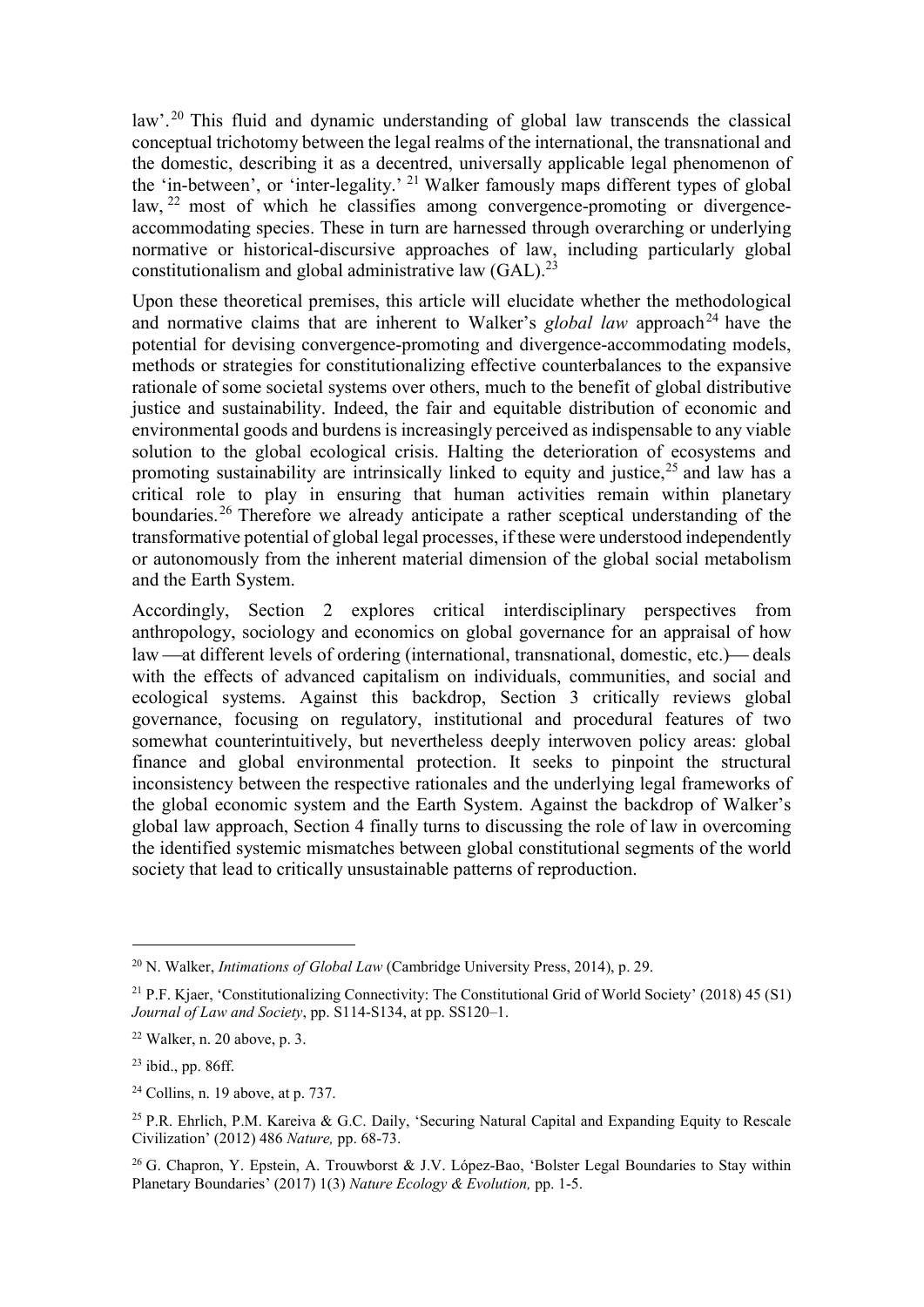law'.[20] This fluid and dynamic understanding of global law transcends the classical conceptual trichotomy between the legal realms of the international, the transnational and the domestic, describing it as a decentred, universally applicable legal phenomenon of the 'in-between', or 'inter-legality.'[21] Walker famously maps different types of global law,[22] most of which he classifies among convergence-promoting or divergence-accommodating species. These in turn are harnessed through overarching or underlying normative or historical-discursive approaches of law, including particularly global constitutionalism and global administrative law (GAL).[23]

Upon these theoretical premises, this article will elucidate whether the methodological and normative claims that are inherent to Walker's *global law* approach[24] have the potential for devising convergence-promoting and divergence-accommodating models, methods or strategies for constitutionalizing effective counterbalances to the expansive rationale of some societal systems over others, much to the benefit of global distributive justice and sustainability. Indeed, the fair and equitable distribution of economic and environmental goods and burdens is increasingly perceived as indispensable to any viable solution to the global ecological crisis. Halting the deterioration of ecosystems and promoting sustainability are intrinsically linked to equity and justice,[25] and law has a critical role to play in ensuring that human activities remain within planetary boundaries.[26] Therefore we already anticipate a rather sceptical understanding of the transformative potential of global legal processes, if these were understood independently or autonomously from the inherent material dimension of the global social metabolism and the Earth System.

Accordingly, Section 2 explores critical interdisciplinary perspectives from anthropology, sociology and economics on global governance for an appraisal of how law —at different levels of ordering (international, transnational, domestic, etc.)— deals with the effects of advanced capitalism on individuals, communities, and social and ecological systems. Against this backdrop, Section 3 critically reviews global governance, focusing on regulatory, institutional and procedural features of two somewhat counterintuitively, but nevertheless deeply interwoven policy areas: global finance and global environmental protection. It seeks to pinpoint the structural inconsistency between the respective rationales and the underlying legal frameworks of the global economic system and the Earth System. Against the backdrop of Walker's global law approach, Section 4 finally turns to discussing the role of law in overcoming the identified systemic mismatches between global constitutional segments of the world society that lead to critically unsustainable patterns of reproduction.

---

[20] N. Walker, *Intimations of Global Law* (Cambridge University Press, 2014), p. 29.

[21] P.F. Kjaer, 'Constitutionalizing Connectivity: The Constitutional Grid of World Society' (2018) 45 (S1) *Journal of Law and Society*, pp. S114-S134, at pp. SS120–1.

[22] Walker, n. 20 above, p. 3.

[23] ibid., pp. 86ff.

[24] Collins, n. 19 above, at p. 737.

[25] P.R. Ehrlich, P.M. Kareiva & G.C. Daily, 'Securing Natural Capital and Expanding Equity to Rescale Civilization' (2012) 486 *Nature,* pp. 68-73.

[26] G. Chapron, Y. Epstein, A. Trouwborst & J.V. López-Bao, 'Bolster Legal Boundaries to Stay within Planetary Boundaries' (2017) 1(3) *Nature Ecology & Evolution,* pp. 1-5.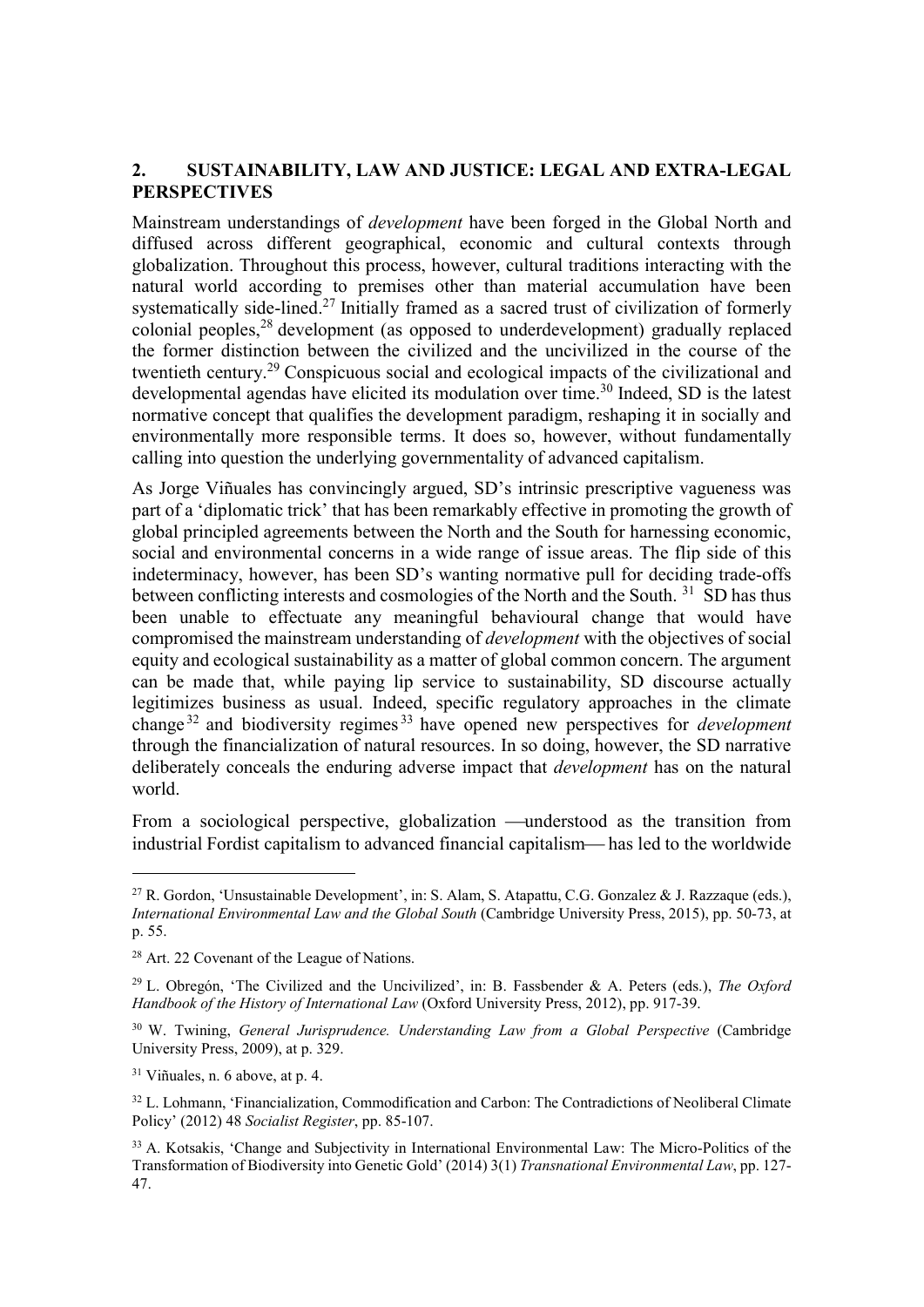## 2. SUSTAINABILITY, LAW AND JUSTICE: LEGAL AND EXTRA-LEGAL PERSPECTIVES

Mainstream understandings of *development* have been forged in the Global North and diffused across different geographical, economic and cultural contexts through globalization. Throughout this process, however, cultural traditions interacting with the natural world according to premises other than material accumulation have been systematically side-lined.[27] Initially framed as a sacred trust of civilization of formerly colonial peoples,[28] development (as opposed to underdevelopment) gradually replaced the former distinction between the civilized and the uncivilized in the course of the twentieth century.[29] Conspicuous social and ecological impacts of the civilizational and developmental agendas have elicited its modulation over time.[30] Indeed, SD is the latest normative concept that qualifies the development paradigm, reshaping it in socially and environmentally more responsible terms. It does so, however, without fundamentally calling into question the underlying governmentality of advanced capitalism.

As Jorge Viñuales has convincingly argued, SD's intrinsic prescriptive vagueness was part of a 'diplomatic trick' that has been remarkably effective in promoting the growth of global principled agreements between the North and the South for harnessing economic, social and environmental concerns in a wide range of issue areas. The flip side of this indeterminacy, however, has been SD's wanting normative pull for deciding trade-offs between conflicting interests and cosmologies of the North and the South. [31] SD has thus been unable to effectuate any meaningful behavioural change that would have compromised the mainstream understanding of *development* with the objectives of social equity and ecological sustainability as a matter of global common concern. The argument can be made that, while paying lip service to sustainability, SD discourse actually legitimizes business as usual. Indeed, specific regulatory approaches in the climate change[32] and biodiversity regimes[33] have opened new perspectives for *development* through the financialization of natural resources. In so doing, however, the SD narrative deliberately conceals the enduring adverse impact that *development* has on the natural world.

From a sociological perspective, globalization —understood as the transition from industrial Fordist capitalism to advanced financial capitalism— has led to the worldwide

---

[27] R. Gordon, 'Unsustainable Development', in: S. Alam, S. Atapattu, C.G. Gonzalez & J. Razzaque (eds.), *International Environmental Law and the Global South* (Cambridge University Press, 2015), pp. 50-73, at p. 55.

[28] Art. 22 Covenant of the League of Nations.

[29] L. Obregón, 'The Civilized and the Uncivilized', in: B. Fassbender & A. Peters (eds.), *The Oxford Handbook of the History of International Law* (Oxford University Press, 2012), pp. 917-39.

[30] W. Twining, *General Jurisprudence. Understanding Law from a Global Perspective* (Cambridge University Press, 2009), at p. 329.

[31] Viñuales, n. 6 above, at p. 4.

[32] L. Lohmann, 'Financialization, Commodification and Carbon: The Contradictions of Neoliberal Climate Policy' (2012) 48 *Socialist Register*, pp. 85-107.

[33] A. Kotsakis, 'Change and Subjectivity in International Environmental Law: The Micro-Politics of the Transformation of Biodiversity into Genetic Gold' (2014) 3(1) *Transnational Environmental Law*, pp. 127-47.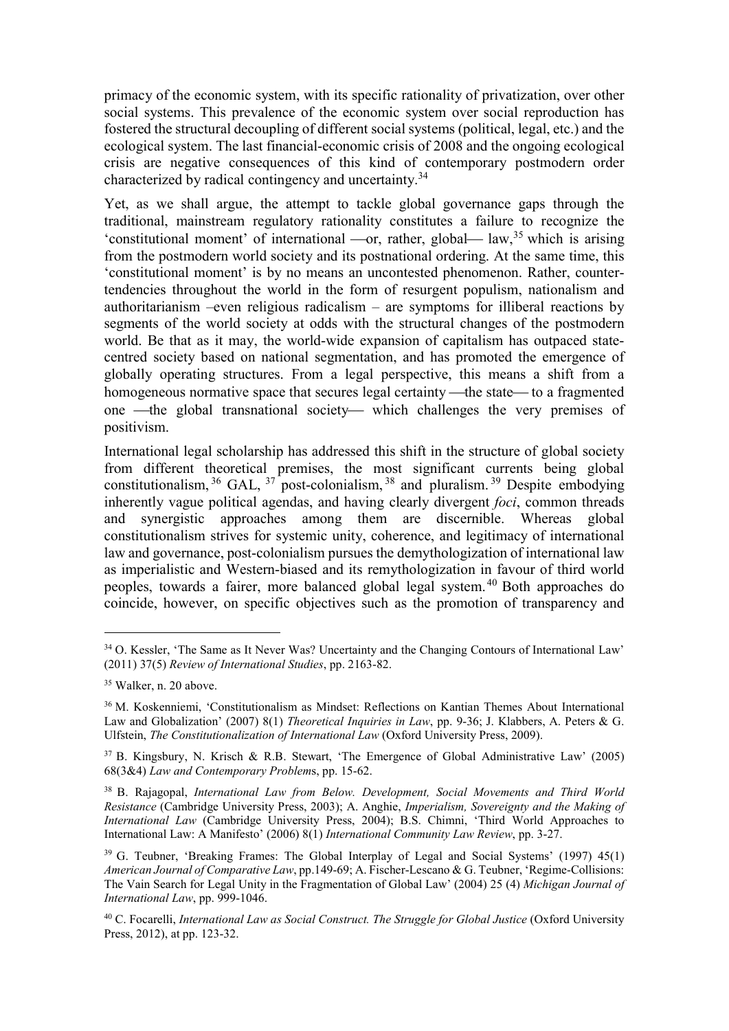primacy of the economic system, with its specific rationality of privatization, over other social systems. This prevalence of the economic system over social reproduction has fostered the structural decoupling of different social systems (political, legal, etc.) and the ecological system. The last financial-economic crisis of 2008 and the ongoing ecological crisis are negative consequences of this kind of contemporary postmodern order characterized by radical contingency and uncertainty.[34]

Yet, as we shall argue, the attempt to tackle global governance gaps through the traditional, mainstream regulatory rationality constitutes a failure to recognize the 'constitutional moment' of international —or, rather, global— law,[35] which is arising from the postmodern world society and its postnational ordering. At the same time, this 'constitutional moment' is by no means an uncontested phenomenon. Rather, counter-tendencies throughout the world in the form of resurgent populism, nationalism and authoritarianism –even religious radicalism – are symptoms for illiberal reactions by segments of the world society at odds with the structural changes of the postmodern world. Be that as it may, the world-wide expansion of capitalism has outpaced state-centred society based on national segmentation, and has promoted the emergence of globally operating structures. From a legal perspective, this means a shift from a homogeneous normative space that secures legal certainty —the state— to a fragmented one —the global transnational society— which challenges the very premises of positivism.

International legal scholarship has addressed this shift in the structure of global society from different theoretical premises, the most significant currents being global constitutionalism,[36] GAL,[37] post-colonialism,[38] and pluralism.[39] Despite embodying inherently vague political agendas, and having clearly divergent *foci*, common threads and synergistic approaches among them are discernible. Whereas global constitutionalism strives for systemic unity, coherence, and legitimacy of international law and governance, post-colonialism pursues the demythologization of international law as imperialistic and Western-biased and its remythologization in favour of third world peoples, towards a fairer, more balanced global legal system.[40] Both approaches do coincide, however, on specific objectives such as the promotion of transparency and

---

[34] O. Kessler, 'The Same as It Never Was? Uncertainty and the Changing Contours of International Law' (2011) 37(5) *Review of International Studies*, pp. 2163-82.

[35] Walker, n. 20 above.

[36] M. Koskenniemi, 'Constitutionalism as Mindset: Reflections on Kantian Themes About International Law and Globalization' (2007) 8(1) *Theoretical Inquiries in Law*, pp. 9-36; J. Klabbers, A. Peters & G. Ulfstein, *The Constitutionalization of International Law* (Oxford University Press, 2009).

[37] B. Kingsbury, N. Krisch & R.B. Stewart, 'The Emergence of Global Administrative Law' (2005) 68(3&4) *Law and Contemporary Problems*, pp. 15-62.

[38] B. Rajagopal, *International Law from Below. Development, Social Movements and Third World Resistance* (Cambridge University Press, 2003); A. Anghie, *Imperialism, Sovereignty and the Making of International Law* (Cambridge University Press, 2004); B.S. Chimni, 'Third World Approaches to International Law: A Manifesto' (2006) 8(1) *International Community Law Review*, pp. 3-27.

[39] G. Teubner, 'Breaking Frames: The Global Interplay of Legal and Social Systems' (1997) 45(1) *American Journal of Comparative Law*, pp.149-69; A. Fischer-Lescano & G. Teubner, 'Regime-Collisions: The Vain Search for Legal Unity in the Fragmentation of Global Law' (2004) 25 (4) *Michigan Journal of International Law*, pp. 999-1046.

[40] C. Focarelli, *International Law as Social Construct. The Struggle for Global Justice* (Oxford University Press, 2012), at pp. 123-32.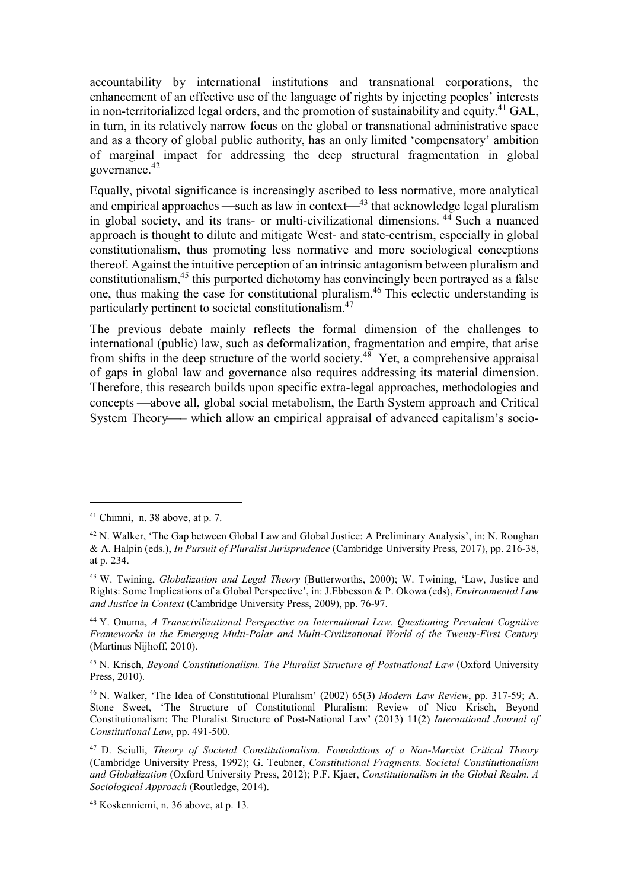accountability by international institutions and transnational corporations, the enhancement of an effective use of the language of rights by injecting peoples' interests in non-territorialized legal orders, and the promotion of sustainability and equity.[41] GAL, in turn, in its relatively narrow focus on the global or transnational administrative space and as a theory of global public authority, has an only limited 'compensatory' ambition of marginal impact for addressing the deep structural fragmentation in global governance.[42]

Equally, pivotal significance is increasingly ascribed to less normative, more analytical and empirical approaches —such as law in context—[43] that acknowledge legal pluralism in global society, and its trans- or multi-civilizational dimensions.[44] Such a nuanced approach is thought to dilute and mitigate West- and state-centrism, especially in global constitutionalism, thus promoting less normative and more sociological conceptions thereof. Against the intuitive perception of an intrinsic antagonism between pluralism and constitutionalism,[45] this purported dichotomy has convincingly been portrayed as a false one, thus making the case for constitutional pluralism.[46] This eclectic understanding is particularly pertinent to societal constitutionalism.[47]

The previous debate mainly reflects the formal dimension of the challenges to international (public) law, such as deformalization, fragmentation and empire, that arise from shifts in the deep structure of the world society.[48] Yet, a comprehensive appraisal of gaps in global law and governance also requires addressing its material dimension. Therefore, this research builds upon specific extra-legal approaches, methodologies and concepts —above all, global social metabolism, the Earth System approach and Critical System Theory— which allow an empirical appraisal of advanced capitalism's socio-

---

[41] Chimni, n. 38 above, at p. 7.

[42] N. Walker, 'The Gap between Global Law and Global Justice: A Preliminary Analysis', in: N. Roughan & A. Halpin (eds.), *In Pursuit of Pluralist Jurisprudence* (Cambridge University Press, 2017), pp. 216-38, at p. 234.

[43] W. Twining, *Globalization and Legal Theory* (Butterworths, 2000); W. Twining, 'Law, Justice and Rights: Some Implications of a Global Perspective', in: J.Ebbesson & P. Okowa (eds), *Environmental Law and Justice in Context* (Cambridge University Press, 2009), pp. 76-97.

[44] Y. Onuma, *A Transcivilizational Perspective on International Law. Questioning Prevalent Cognitive Frameworks in the Emerging Multi-Polar and Multi-Civilizational World of the Twenty-First Century* (Martinus Nijhoff, 2010).

[45] N. Krisch, *Beyond Constitutionalism. The Pluralist Structure of Postnational Law* (Oxford University Press, 2010).

[46] N. Walker, 'The Idea of Constitutional Pluralism' (2002) 65(3) *Modern Law Review*, pp. 317-59; A. Stone Sweet, 'The Structure of Constitutional Pluralism: Review of Nico Krisch, Beyond Constitutionalism: The Pluralist Structure of Post-National Law' (2013) 11(2) *International Journal of Constitutional Law*, pp. 491-500.

[47] D. Sciulli, *Theory of Societal Constitutionalism. Foundations of a Non-Marxist Critical Theory* (Cambridge University Press, 1992); G. Teubner, *Constitutional Fragments. Societal Constitutionalism and Globalization* (Oxford University Press, 2012); P.F. Kjaer, *Constitutionalism in the Global Realm. A Sociological Approach* (Routledge, 2014).

[48] Koskenniemi, n. 36 above, at p. 13.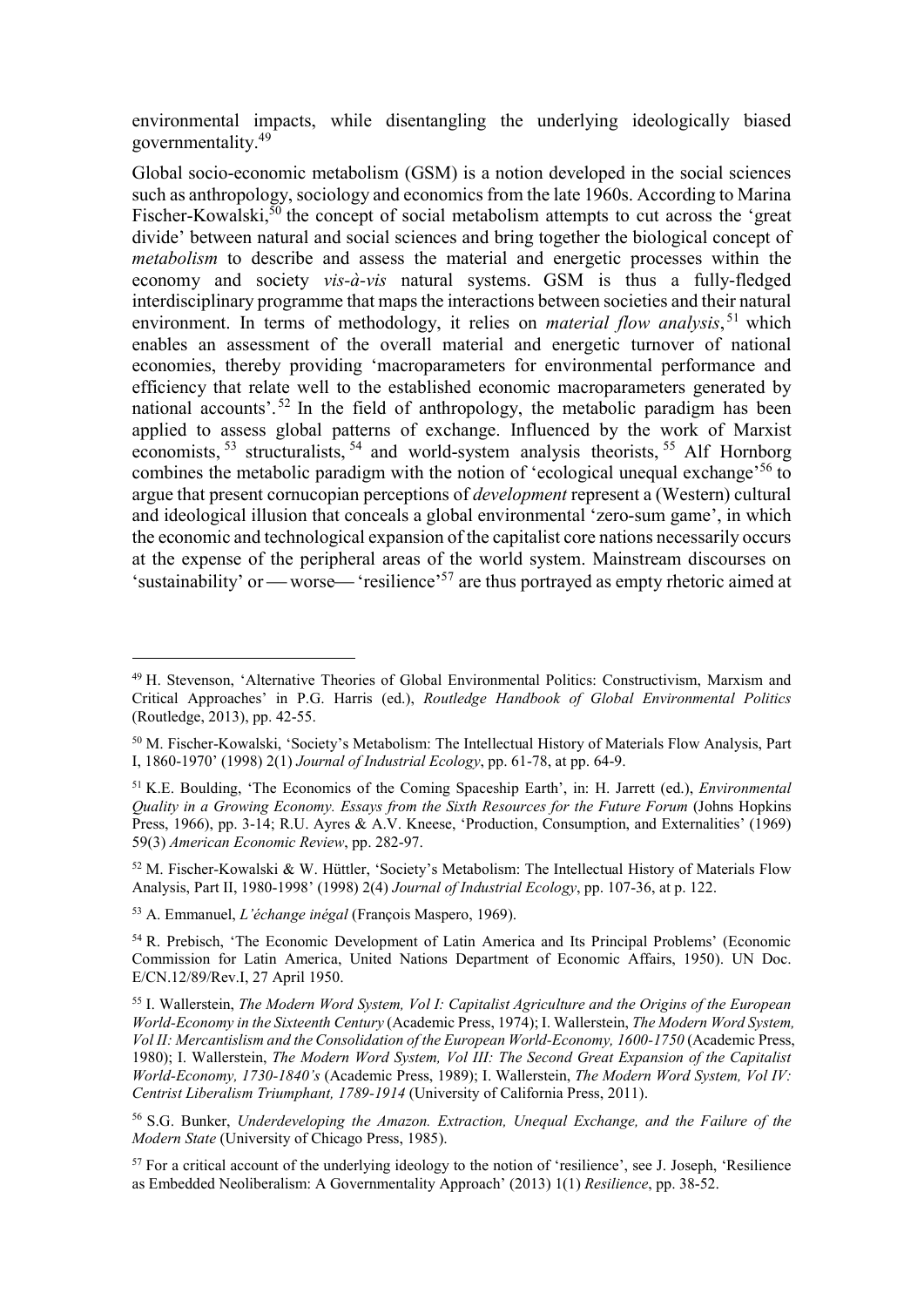environmental impacts, while disentangling the underlying ideologically biased governmentality.[49]

Global socio-economic metabolism (GSM) is a notion developed in the social sciences such as anthropology, sociology and economics from the late 1960s. According to Marina Fischer-Kowalski,[50] the concept of social metabolism attempts to cut across the 'great divide' between natural and social sciences and bring together the biological concept of *metabolism* to describe and assess the material and energetic processes within the economy and society *vis-à-vis* natural systems. GSM is thus a fully-fledged interdisciplinary programme that maps the interactions between societies and their natural environment. In terms of methodology, it relies on *material flow analysis*,[51] which enables an assessment of the overall material and energetic turnover of national economies, thereby providing 'macroparameters for environmental performance and efficiency that relate well to the established economic macroparameters generated by national accounts'.[52] In the field of anthropology, the metabolic paradigm has been applied to assess global patterns of exchange. Influenced by the work of Marxist economists,[53] structuralists,[54] and world-system analysis theorists,[55] Alf Hornborg combines the metabolic paradigm with the notion of 'ecological unequal exchange'[56] to argue that present cornucopian perceptions of *development* represent a (Western) cultural and ideological illusion that conceals a global environmental 'zero-sum game', in which the economic and technological expansion of the capitalist core nations necessarily occurs at the expense of the peripheral areas of the world system. Mainstream discourses on 'sustainability' or — worse— 'resilience'[57] are thus portrayed as empty rhetoric aimed at

---

[49] H. Stevenson, 'Alternative Theories of Global Environmental Politics: Constructivism, Marxism and Critical Approaches' in P.G. Harris (ed.), *Routledge Handbook of Global Environmental Politics* (Routledge, 2013), pp. 42-55.

[50] M. Fischer-Kowalski, 'Society's Metabolism: The Intellectual History of Materials Flow Analysis, Part I, 1860-1970' (1998) 2(1) *Journal of Industrial Ecology*, pp. 61-78, at pp. 64-9.

[51] K.E. Boulding, 'The Economics of the Coming Spaceship Earth', in: H. Jarrett (ed.), *Environmental Quality in a Growing Economy. Essays from the Sixth Resources for the Future Forum* (Johns Hopkins Press, 1966), pp. 3-14; R.U. Ayres & A.V. Kneese, 'Production, Consumption, and Externalities' (1969) 59(3) *American Economic Review*, pp. 282-97.

[52] M. Fischer-Kowalski & W. Hüttler, 'Society's Metabolism: The Intellectual History of Materials Flow Analysis, Part II, 1980-1998' (1998) 2(4) *Journal of Industrial Ecology*, pp. 107-36, at p. 122.

[53] A. Emmanuel, *L'échange inégal* (François Maspero, 1969).

[54] R. Prebisch, 'The Economic Development of Latin America and Its Principal Problems' (Economic Commission for Latin America, United Nations Department of Economic Affairs, 1950). UN Doc. E/CN.12/89/Rev.I, 27 April 1950.

[55] I. Wallerstein, *The Modern Word System, Vol I: Capitalist Agriculture and the Origins of the European World-Economy in the Sixteenth Century* (Academic Press, 1974); I. Wallerstein, *The Modern Word System, Vol II: Mercantilism and the Consolidation of the European World-Economy, 1600-1750* (Academic Press, 1980); I. Wallerstein, *The Modern Word System, Vol III: The Second Great Expansion of the Capitalist World-Economy, 1730-1840's* (Academic Press, 1989); I. Wallerstein, *The Modern Word System, Vol IV: Centrist Liberalism Triumphant, 1789-1914* (University of California Press, 2011).

[56] S.G. Bunker, *Underdeveloping the Amazon. Extraction, Unequal Exchange, and the Failure of the Modern State* (University of Chicago Press, 1985).

[57] For a critical account of the underlying ideology to the notion of 'resilience', see J. Joseph, 'Resilience as Embedded Neoliberalism: A Governmentality Approach' (2013) 1(1) *Resilience*, pp. 38-52.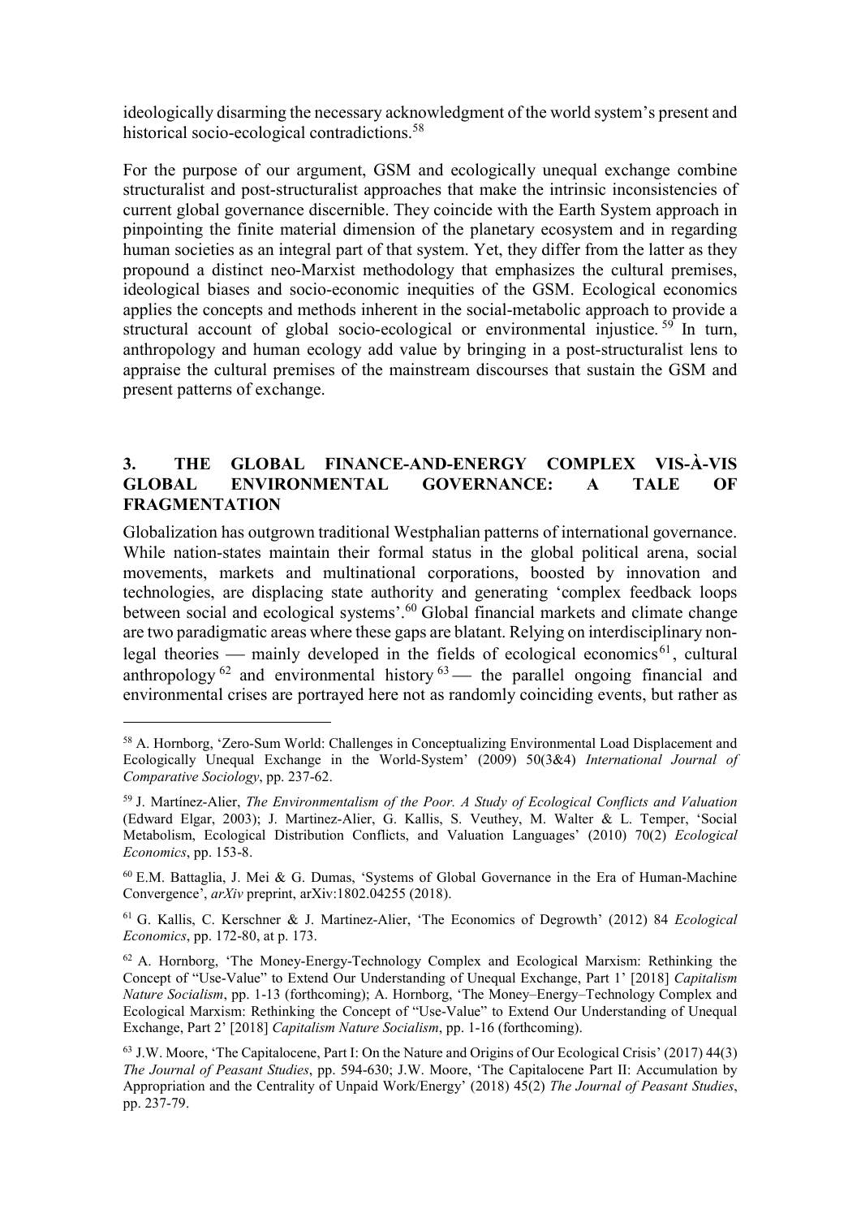ideologically disarming the necessary acknowledgment of the world system's present and historical socio-ecological contradictions.[58]

For the purpose of our argument, GSM and ecologically unequal exchange combine structuralist and post-structuralist approaches that make the intrinsic inconsistencies of current global governance discernible. They coincide with the Earth System approach in pinpointing the finite material dimension of the planetary ecosystem and in regarding human societies as an integral part of that system. Yet, they differ from the latter as they propound a distinct neo-Marxist methodology that emphasizes the cultural premises, ideological biases and socio-economic inequities of the GSM. Ecological economics applies the concepts and methods inherent in the social-metabolic approach to provide a structural account of global socio-ecological or environmental injustice.[59] In turn, anthropology and human ecology add value by bringing in a post-structuralist lens to appraise the cultural premises of the mainstream discourses that sustain the GSM and present patterns of exchange.

## 3. THE GLOBAL FINANCE-AND-ENERGY COMPLEX VIS-À-VIS GLOBAL ENVIRONMENTAL GOVERNANCE: A TALE OF FRAGMENTATION

Globalization has outgrown traditional Westphalian patterns of international governance. While nation-states maintain their formal status in the global political arena, social movements, markets and multinational corporations, boosted by innovation and technologies, are displacing state authority and generating 'complex feedback loops between social and ecological systems'.[60] Global financial markets and climate change are two paradigmatic areas where these gaps are blatant. Relying on interdisciplinary non-legal theories — mainly developed in the fields of ecological economics[61], cultural anthropology[62] and environmental history[63] — the parallel ongoing financial and environmental crises are portrayed here not as randomly coinciding events, but rather as

---

[58] A. Hornborg, 'Zero-Sum World: Challenges in Conceptualizing Environmental Load Displacement and Ecologically Unequal Exchange in the World-System' (2009) 50(3&4) *International Journal of Comparative Sociology*, pp. 237-62.

[59] J. Martínez-Alier, *The Environmentalism of the Poor. A Study of Ecological Conflicts and Valuation* (Edward Elgar, 2003); J. Martinez-Alier, G. Kallis, S. Veuthey, M. Walter & L. Temper, 'Social Metabolism, Ecological Distribution Conflicts, and Valuation Languages' (2010) 70(2) *Ecological Economics*, pp. 153-8.

[60] E.M. Battaglia, J. Mei & G. Dumas, 'Systems of Global Governance in the Era of Human-Machine Convergence', *arXiv* preprint, arXiv:1802.04255 (2018).

[61] G. Kallis, C. Kerschner & J. Martinez-Alier, 'The Economics of Degrowth' (2012) 84 *Ecological Economics*, pp. 172-80, at p. 173.

[62] A. Hornborg, 'The Money-Energy-Technology Complex and Ecological Marxism: Rethinking the Concept of "Use-Value" to Extend Our Understanding of Unequal Exchange, Part 1' [2018] *Capitalism Nature Socialism*, pp. 1-13 (forthcoming); A. Hornborg, 'The Money–Energy–Technology Complex and Ecological Marxism: Rethinking the Concept of "Use-Value" to Extend Our Understanding of Unequal Exchange, Part 2' [2018] *Capitalism Nature Socialism*, pp. 1-16 (forthcoming).

[63] J.W. Moore, 'The Capitalocene, Part I: On the Nature and Origins of Our Ecological Crisis' (2017) 44(3) *The Journal of Peasant Studies*, pp. 594-630; J.W. Moore, 'The Capitalocene Part II: Accumulation by Appropriation and the Centrality of Unpaid Work/Energy' (2018) 45(2) *The Journal of Peasant Studies*, pp. 237-79.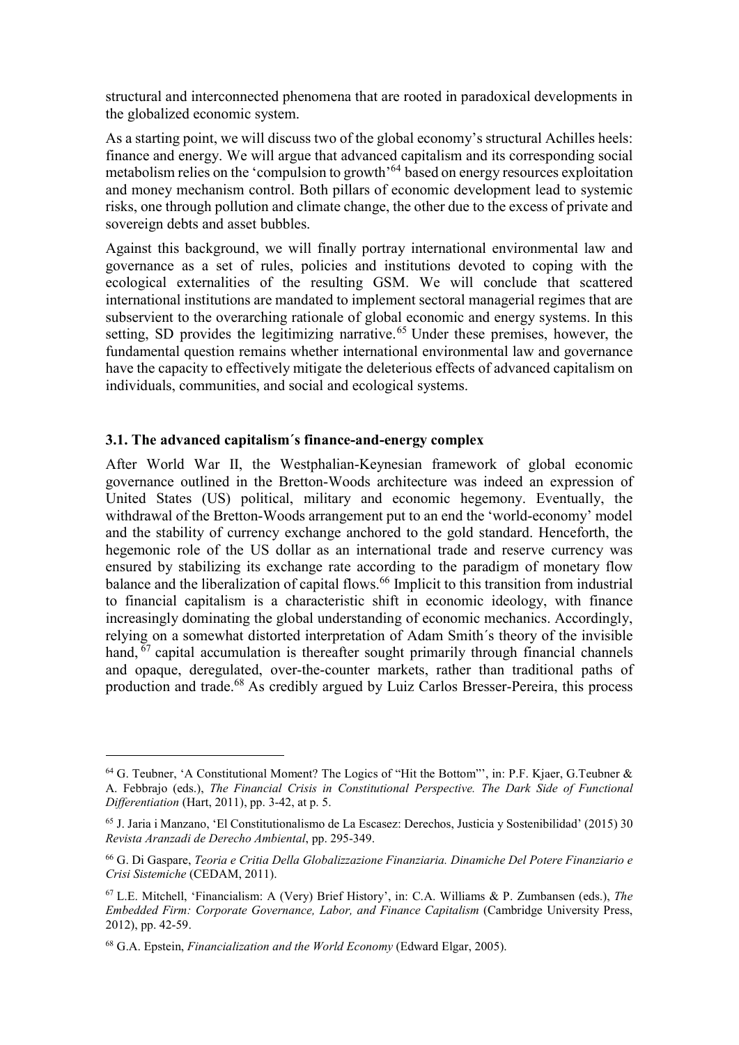structural and interconnected phenomena that are rooted in paradoxical developments in the globalized economic system.

As a starting point, we will discuss two of the global economy's structural Achilles heels: finance and energy. We will argue that advanced capitalism and its corresponding social metabolism relies on the 'compulsion to growth'[64] based on energy resources exploitation and money mechanism control. Both pillars of economic development lead to systemic risks, one through pollution and climate change, the other due to the excess of private and sovereign debts and asset bubbles.

Against this background, we will finally portray international environmental law and governance as a set of rules, policies and institutions devoted to coping with the ecological externalities of the resulting GSM. We will conclude that scattered international institutions are mandated to implement sectoral managerial regimes that are subservient to the overarching rationale of global economic and energy systems. In this setting, SD provides the legitimizing narrative.[65] Under these premises, however, the fundamental question remains whether international environmental law and governance have the capacity to effectively mitigate the deleterious effects of advanced capitalism on individuals, communities, and social and ecological systems.

### 3.1. The advanced capitalism´s finance-and-energy complex

After World War II, the Westphalian-Keynesian framework of global economic governance outlined in the Bretton-Woods architecture was indeed an expression of United States (US) political, military and economic hegemony. Eventually, the withdrawal of the Bretton-Woods arrangement put to an end the 'world-economy' model and the stability of currency exchange anchored to the gold standard. Henceforth, the hegemonic role of the US dollar as an international trade and reserve currency was ensured by stabilizing its exchange rate according to the paradigm of monetary flow balance and the liberalization of capital flows.[66] Implicit to this transition from industrial to financial capitalism is a characteristic shift in economic ideology, with finance increasingly dominating the global understanding of economic mechanics. Accordingly, relying on a somewhat distorted interpretation of Adam Smith´s theory of the invisible hand,[67] capital accumulation is thereafter sought primarily through financial channels and opaque, deregulated, over-the-counter markets, rather than traditional paths of production and trade.[68] As credibly argued by Luiz Carlos Bresser-Pereira, this process

---

[64] G. Teubner, 'A Constitutional Moment? The Logics of "Hit the Bottom"', in: P.F. Kjaer, G.Teubner & A. Febbrajo (eds.), *The Financial Crisis in Constitutional Perspective. The Dark Side of Functional Differentiation* (Hart, 2011), pp. 3-42, at p. 5.

[65] J. Jaria i Manzano, 'El Constitutionalismo de La Escasez: Derechos, Justicia y Sostenibilidad' (2015) 30 *Revista Aranzadi de Derecho Ambiental*, pp. 295-349.

[66] G. Di Gaspare, *Teoria e Critia Della Globalizzazione Finanziaria. Dinamiche Del Potere Finanziario e Crisi Sistemiche* (CEDAM, 2011).

[67] L.E. Mitchell, 'Financialism: A (Very) Brief History', in: C.A. Williams & P. Zumbansen (eds.), *The Embedded Firm: Corporate Governance, Labor, and Finance Capitalism* (Cambridge University Press, 2012), pp. 42-59.

[68] G.A. Epstein, *Financialization and the World Economy* (Edward Elgar, 2005).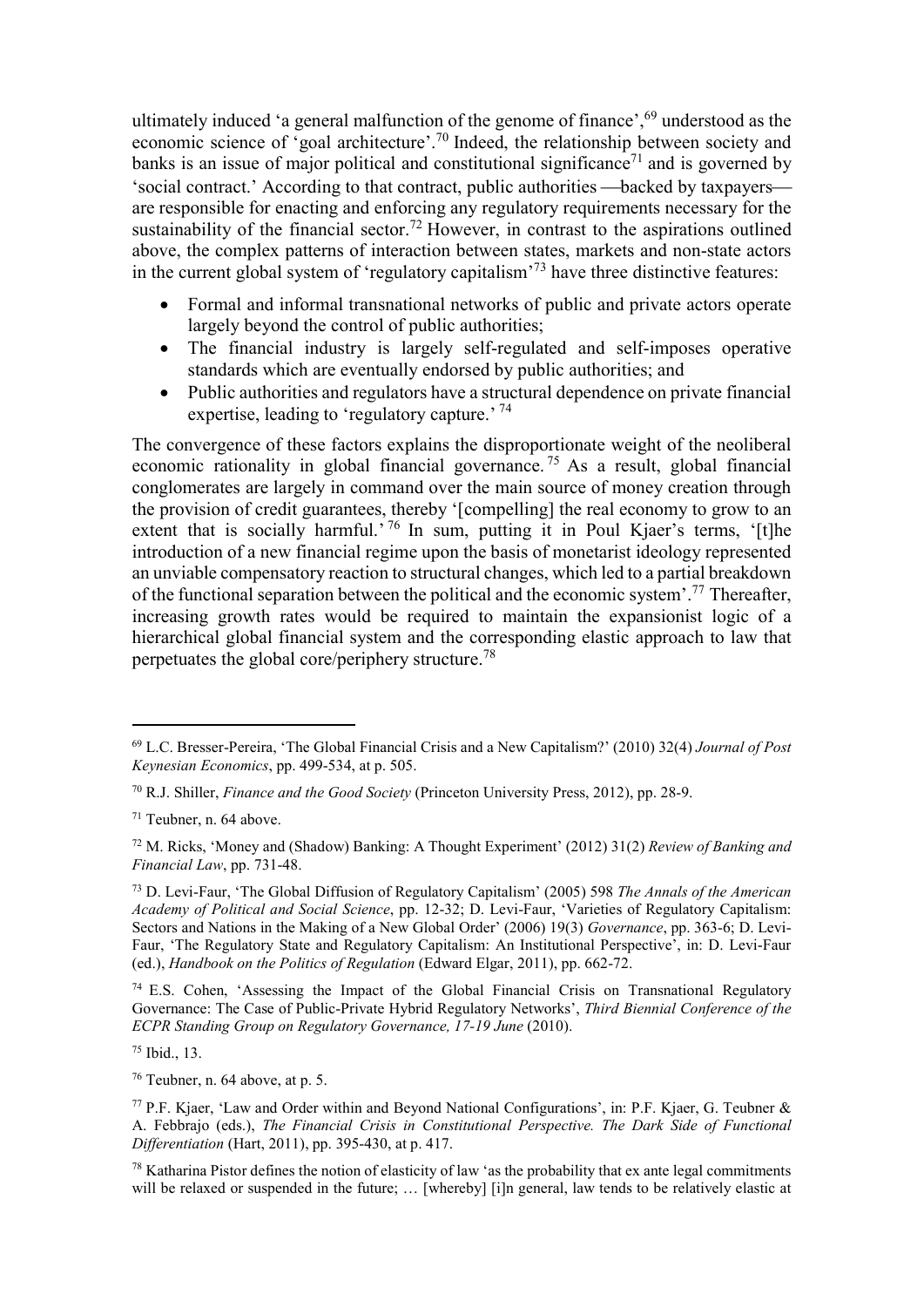ultimately induced 'a general malfunction of the genome of finance',[69] understood as the economic science of 'goal architecture'.[70] Indeed, the relationship between society and banks is an issue of major political and constitutional significance[71] and is governed by 'social contract.' According to that contract, public authorities —backed by taxpayers— are responsible for enacting and enforcing any regulatory requirements necessary for the sustainability of the financial sector.[72] However, in contrast to the aspirations outlined above, the complex patterns of interaction between states, markets and non-state actors in the current global system of 'regulatory capitalism'[73] have three distinctive features:

- Formal and informal transnational networks of public and private actors operate largely beyond the control of public authorities;
- The financial industry is largely self-regulated and self-imposes operative standards which are eventually endorsed by public authorities; and
- Public authorities and regulators have a structural dependence on private financial expertise, leading to 'regulatory capture.' [74]

The convergence of these factors explains the disproportionate weight of the neoliberal economic rationality in global financial governance.[75] As a result, global financial conglomerates are largely in command over the main source of money creation through the provision of credit guarantees, thereby '[compelling] the real economy to grow to an extent that is socially harmful.'[76] In sum, putting it in Poul Kjaer's terms, '[t]he introduction of a new financial regime upon the basis of monetarist ideology represented an unviable compensatory reaction to structural changes, which led to a partial breakdown of the functional separation between the political and the economic system'.[77] Thereafter, increasing growth rates would be required to maintain the expansionist logic of a hierarchical global financial system and the corresponding elastic approach to law that perpetuates the global core/periphery structure.[78]

---

[69] L.C. Bresser-Pereira, 'The Global Financial Crisis and a New Capitalism?' (2010) 32(4) *Journal of Post Keynesian Economics*, pp. 499-534, at p. 505.

[70] R.J. Shiller, *Finance and the Good Society* (Princeton University Press, 2012), pp. 28-9.

[71] Teubner, n. 64 above.

[72] M. Ricks, 'Money and (Shadow) Banking: A Thought Experiment' (2012) 31(2) *Review of Banking and Financial Law*, pp. 731-48.

[73] D. Levi-Faur, 'The Global Diffusion of Regulatory Capitalism' (2005) 598 *The Annals of the American Academy of Political and Social Science*, pp. 12-32; D. Levi-Faur, 'Varieties of Regulatory Capitalism: Sectors and Nations in the Making of a New Global Order' (2006) 19(3) *Governance*, pp. 363-6; D. Levi-Faur, 'The Regulatory State and Regulatory Capitalism: An Institutional Perspective', in: D. Levi-Faur (ed.), *Handbook on the Politics of Regulation* (Edward Elgar, 2011), pp. 662-72.

[74] E.S. Cohen, 'Assessing the Impact of the Global Financial Crisis on Transnational Regulatory Governance: The Case of Public-Private Hybrid Regulatory Networks', *Third Biennial Conference of the ECPR Standing Group on Regulatory Governance, 17-19 June* (2010).

[75] Ibid., 13.

[76] Teubner, n. 64 above, at p. 5.

[77] P.F. Kjaer, 'Law and Order within and Beyond National Configurations', in: P.F. Kjaer, G. Teubner & A. Febbrajo (eds.), *The Financial Crisis in Constitutional Perspective. The Dark Side of Functional Differentiation* (Hart, 2011), pp. 395-430, at p. 417.

[78] Katharina Pistor defines the notion of elasticity of law 'as the probability that ex ante legal commitments will be relaxed or suspended in the future; … [whereby] [i]n general, law tends to be relatively elastic at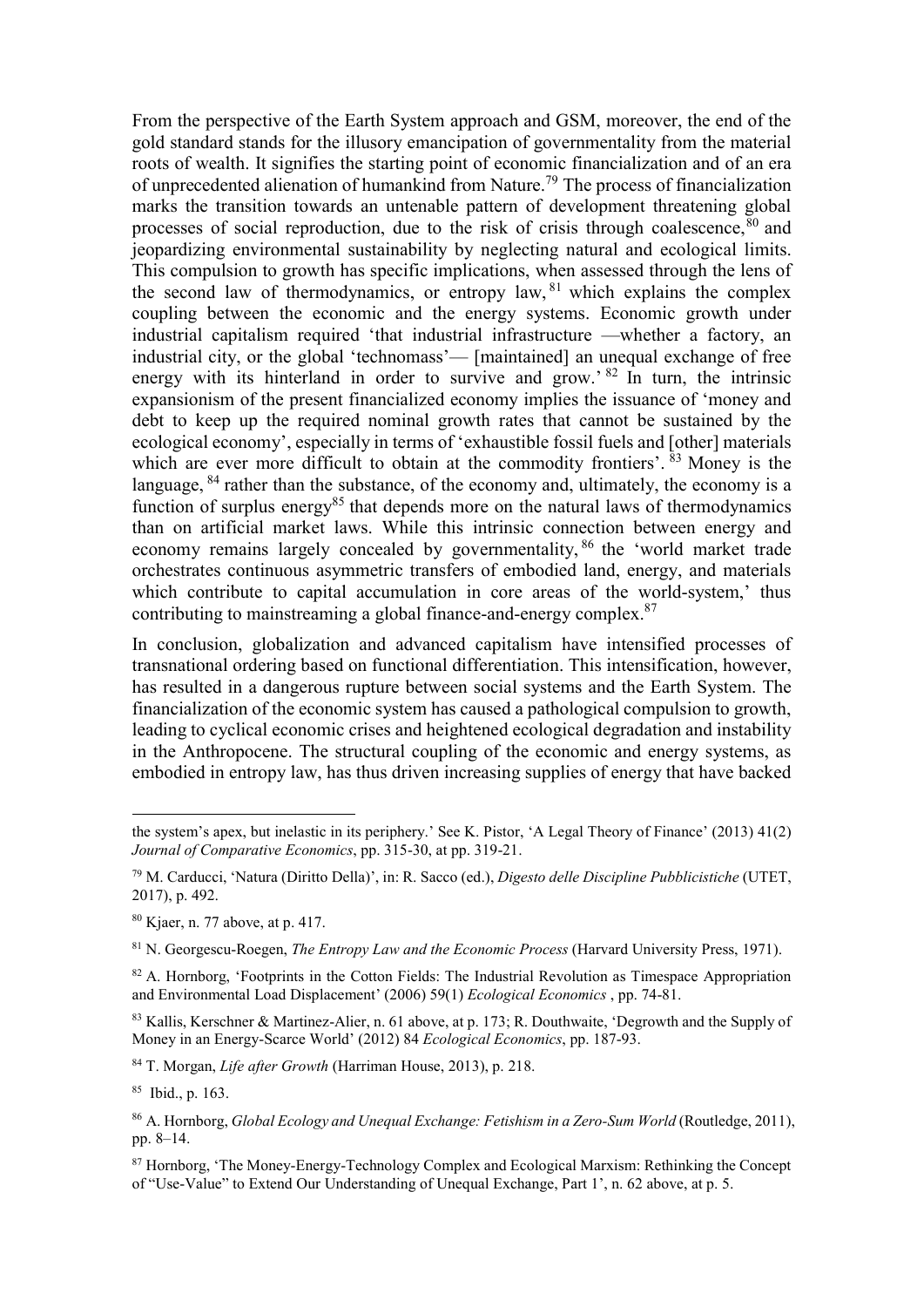From the perspective of the Earth System approach and GSM, moreover, the end of the gold standard stands for the illusory emancipation of governmentality from the material roots of wealth. It signifies the starting point of economic financialization and of an era of unprecedented alienation of humankind from Nature.[79] The process of financialization marks the transition towards an untenable pattern of development threatening global processes of social reproduction, due to the risk of crisis through coalescence,[80] and jeopardizing environmental sustainability by neglecting natural and ecological limits. This compulsion to growth has specific implications, when assessed through the lens of the second law of thermodynamics, or entropy law,[81] which explains the complex coupling between the economic and the energy systems. Economic growth under industrial capitalism required 'that industrial infrastructure —whether a factory, an industrial city, or the global 'technomass'— [maintained] an unequal exchange of free energy with its hinterland in order to survive and grow.'[82] In turn, the intrinsic expansionism of the present financialized economy implies the issuance of 'money and debt to keep up the required nominal growth rates that cannot be sustained by the ecological economy', especially in terms of 'exhaustible fossil fuels and [other] materials which are ever more difficult to obtain at the commodity frontiers'.[83] Money is the language,[84] rather than the substance, of the economy and, ultimately, the economy is a function of surplus energy[85] that depends more on the natural laws of thermodynamics than on artificial market laws. While this intrinsic connection between energy and economy remains largely concealed by governmentality,[86] the 'world market trade orchestrates continuous asymmetric transfers of embodied land, energy, and materials which contribute to capital accumulation in core areas of the world-system,' thus contributing to mainstreaming a global finance-and-energy complex.[87]

In conclusion, globalization and advanced capitalism have intensified processes of transnational ordering based on functional differentiation. This intensification, however, has resulted in a dangerous rupture between social systems and the Earth System. The financialization of the economic system has caused a pathological compulsion to growth, leading to cyclical economic crises and heightened ecological degradation and instability in the Anthropocene. The structural coupling of the economic and energy systems, as embodied in entropy law, has thus driven increasing supplies of energy that have backed

---

the system's apex, but inelastic in its periphery.' See K. Pistor, 'A Legal Theory of Finance' (2013) 41(2) *Journal of Comparative Economics*, pp. 315-30, at pp. 319-21.

[79] M. Carducci, 'Natura (Diritto Della)', in: R. Sacco (ed.), *Digesto delle Discipline Pubblicistiche* (UTET, 2017), p. 492.

[80] Kjaer, n. 77 above, at p. 417.

[81] N. Georgescu-Roegen, *The Entropy Law and the Economic Process* (Harvard University Press, 1971).

[82] A. Hornborg, 'Footprints in the Cotton Fields: The Industrial Revolution as Timespace Appropriation and Environmental Load Displacement' (2006) 59(1) *Ecological Economics* , pp. 74-81.

[83] Kallis, Kerschner & Martinez-Alier, n. 61 above, at p. 173; R. Douthwaite, 'Degrowth and the Supply of Money in an Energy-Scarce World' (2012) 84 *Ecological Economics*, pp. 187-93.

[84] T. Morgan, *Life after Growth* (Harriman House, 2013), p. 218.

[85] Ibid., p. 163.

[86] A. Hornborg, *Global Ecology and Unequal Exchange: Fetishism in a Zero-Sum World* (Routledge, 2011), pp. 8–14.

[87] Hornborg, 'The Money-Energy-Technology Complex and Ecological Marxism: Rethinking the Concept of "Use-Value" to Extend Our Understanding of Unequal Exchange, Part 1', n. 62 above, at p. 5.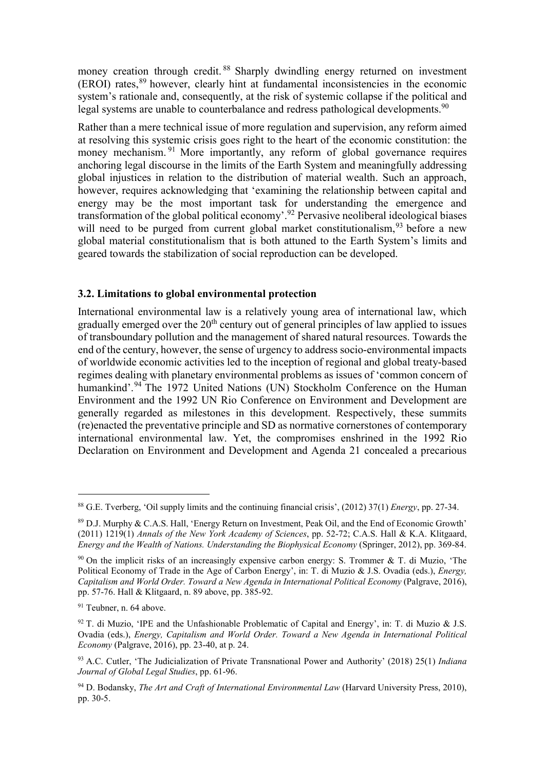money creation through credit.[88] Sharply dwindling energy returned on investment (EROI) rates,[89] however, clearly hint at fundamental inconsistencies in the economic system's rationale and, consequently, at the risk of systemic collapse if the political and legal systems are unable to counterbalance and redress pathological developments.[90]

Rather than a mere technical issue of more regulation and supervision, any reform aimed at resolving this systemic crisis goes right to the heart of the economic constitution: the money mechanism.[91] More importantly, any reform of global governance requires anchoring legal discourse in the limits of the Earth System and meaningfully addressing global injustices in relation to the distribution of material wealth. Such an approach, however, requires acknowledging that 'examining the relationship between capital and energy may be the most important task for understanding the emergence and transformation of the global political economy'.[92] Pervasive neoliberal ideological biases will need to be purged from current global market constitutionalism,[93] before a new global material constitutionalism that is both attuned to the Earth System's limits and geared towards the stabilization of social reproduction can be developed.

### 3.2. Limitations to global environmental protection

International environmental law is a relatively young area of international law, which gradually emerged over the 20th century out of general principles of law applied to issues of transboundary pollution and the management of shared natural resources. Towards the end of the century, however, the sense of urgency to address socio-environmental impacts of worldwide economic activities led to the inception of regional and global treaty-based regimes dealing with planetary environmental problems as issues of 'common concern of humankind'.[94] The 1972 United Nations (UN) Stockholm Conference on the Human Environment and the 1992 UN Rio Conference on Environment and Development are generally regarded as milestones in this development. Respectively, these summits (re)enacted the preventative principle and SD as normative cornerstones of contemporary international environmental law. Yet, the compromises enshrined in the 1992 Rio Declaration on Environment and Development and Agenda 21 concealed a precarious

---

[88] G.E. Tverberg, 'Oil supply limits and the continuing financial crisis', (2012) 37(1) *Energy*, pp. 27-34.

[89] D.J. Murphy & C.A.S. Hall, 'Energy Return on Investment, Peak Oil, and the End of Economic Growth' (2011) 1219(1) *Annals of the New York Academy of Sciences*, pp. 52-72; C.A.S. Hall & K.A. Klitgaard, *Energy and the Wealth of Nations. Understanding the Biophysical Economy* (Springer, 2012), pp. 369-84.

[90] On the implicit risks of an increasingly expensive carbon energy: S. Trommer & T. di Muzio, 'The Political Economy of Trade in the Age of Carbon Energy', in: T. di Muzio & J.S. Ovadia (eds.), *Energy, Capitalism and World Order. Toward a New Agenda in International Political Economy* (Palgrave, 2016), pp. 57-76. Hall & Klitgaard, n. 89 above, pp. 385-92.

[91] Teubner, n. 64 above.

[92] T. di Muzio, 'IPE and the Unfashionable Problematic of Capital and Energy', in: T. di Muzio & J.S. Ovadia (eds.), *Energy, Capitalism and World Order. Toward a New Agenda in International Political Economy* (Palgrave, 2016), pp. 23-40, at p. 24.

[93] A.C. Cutler, 'The Judicialization of Private Transnational Power and Authority' (2018) 25(1) *Indiana Journal of Global Legal Studies*, pp. 61-96.

[94] D. Bodansky, *The Art and Craft of International Environmental Law* (Harvard University Press, 2010), pp. 30-5.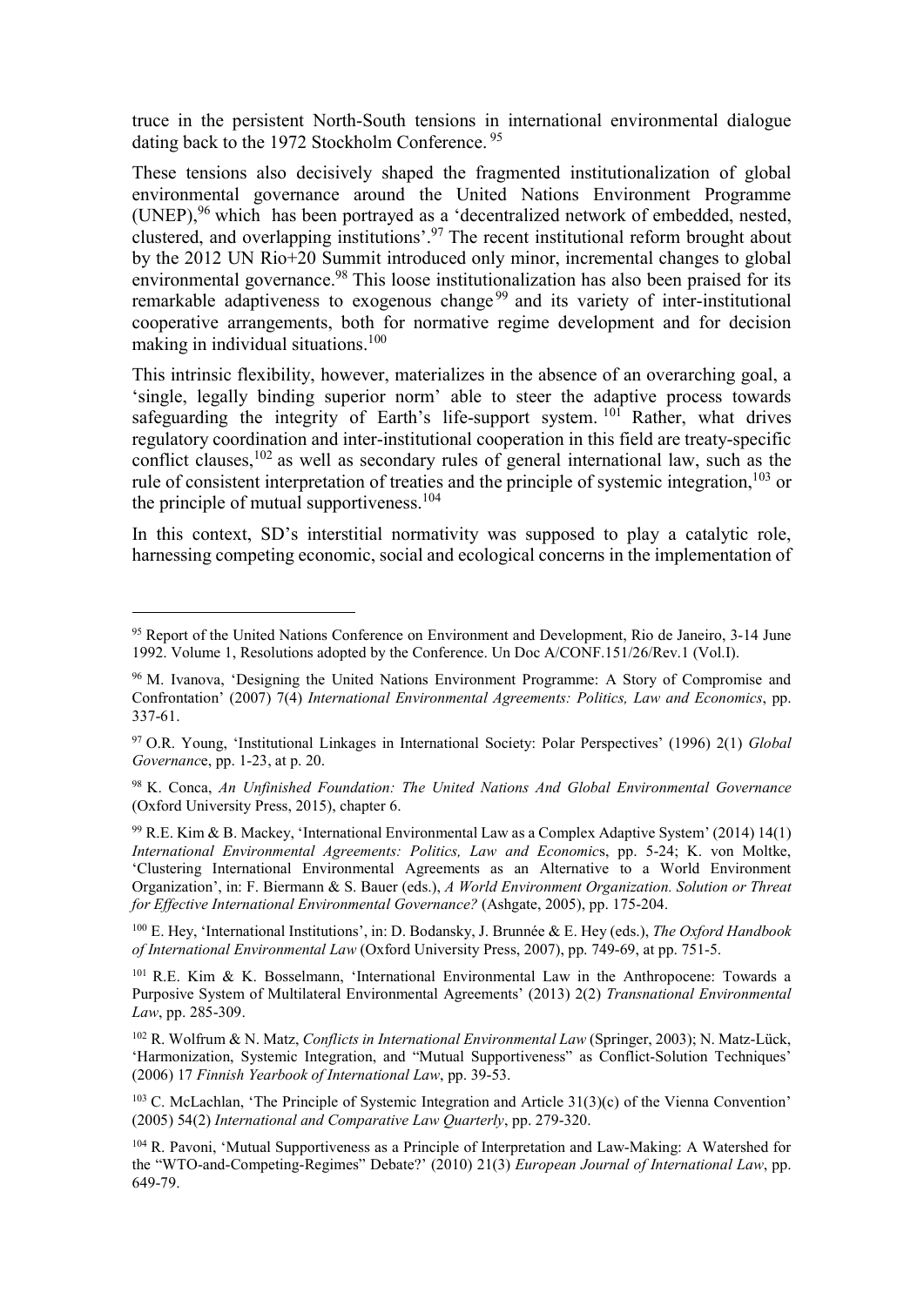truce in the persistent North-South tensions in international environmental dialogue dating back to the 1972 Stockholm Conference. [95]

These tensions also decisively shaped the fragmented institutionalization of global environmental governance around the United Nations Environment Programme (UNEP),[96] which has been portrayed as a 'decentralized network of embedded, nested, clustered, and overlapping institutions'.[97] The recent institutional reform brought about by the 2012 UN Rio+20 Summit introduced only minor, incremental changes to global environmental governance.[98] This loose institutionalization has also been praised for its remarkable adaptiveness to exogenous change[99] and its variety of inter-institutional cooperative arrangements, both for normative regime development and for decision making in individual situations.[100]

This intrinsic flexibility, however, materializes in the absence of an overarching goal, a 'single, legally binding superior norm' able to steer the adaptive process towards safeguarding the integrity of Earth's life-support system. [101] Rather, what drives regulatory coordination and inter-institutional cooperation in this field are treaty-specific conflict clauses,[102] as well as secondary rules of general international law, such as the rule of consistent interpretation of treaties and the principle of systemic integration,[103] or the principle of mutual supportiveness.[104]

In this context, SD's interstitial normativity was supposed to play a catalytic role, harnessing competing economic, social and ecological concerns in the implementation of

---

[95] Report of the United Nations Conference on Environment and Development, Rio de Janeiro, 3-14 June 1992. Volume 1, Resolutions adopted by the Conference. Un Doc A/CONF.151/26/Rev.1 (Vol.I).

[96] M. Ivanova, 'Designing the United Nations Environment Programme: A Story of Compromise and Confrontation' (2007) 7(4) *International Environmental Agreements: Politics, Law and Economics*, pp. 337-61.

[97] O.R. Young, 'Institutional Linkages in International Society: Polar Perspectives' (1996) 2(1) *Global Governanc*e, pp. 1-23, at p. 20.

[98] K. Conca, *An Unfinished Foundation: The United Nations And Global Environmental Governance* (Oxford University Press, 2015), chapter 6.

[99] R.E. Kim & B. Mackey, 'International Environmental Law as a Complex Adaptive System' (2014) 14(1) *International Environmental Agreements: Politics, Law and Economic*s, pp. 5-24; K. von Moltke, 'Clustering International Environmental Agreements as an Alternative to a World Environment Organization', in: F. Biermann & S. Bauer (eds.), *A World Environment Organization. Solution or Threat for Effective International Environmental Governance?* (Ashgate, 2005), pp. 175-204.

[100] E. Hey, 'International Institutions', in: D. Bodansky, J. Brunnée & E. Hey (eds.), *The Oxford Handbook of International Environmental Law* (Oxford University Press, 2007), pp. 749-69, at pp. 751-5.

[101] R.E. Kim & K. Bosselmann, 'International Environmental Law in the Anthropocene: Towards a Purposive System of Multilateral Environmental Agreements' (2013) 2(2) *Transnational Environmental Law*, pp. 285-309.

[102] R. Wolfrum & N. Matz, *Conflicts in International Environmental Law* (Springer, 2003); N. Matz-Lück, 'Harmonization, Systemic Integration, and "Mutual Supportiveness" as Conflict-Solution Techniques' (2006) 17 *Finnish Yearbook of International Law*, pp. 39-53.

[103] C. McLachlan, 'The Principle of Systemic Integration and Article 31(3)(c) of the Vienna Convention' (2005) 54(2) *International and Comparative Law Quarterly*, pp. 279-320.

[104] R. Pavoni, 'Mutual Supportiveness as a Principle of Interpretation and Law-Making: A Watershed for the "WTO-and-Competing-Regimes" Debate?' (2010) 21(3) *European Journal of International Law*, pp. 649-79.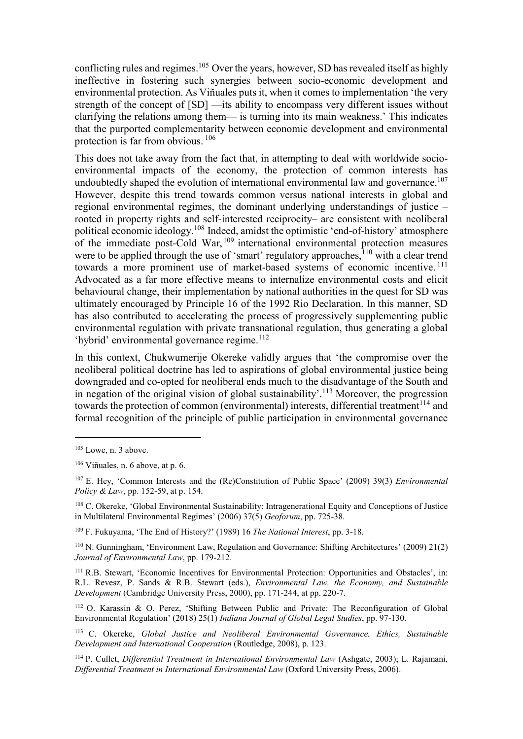conflicting rules and regimes.[105] Over the years, however, SD has revealed itself as highly ineffective in fostering such synergies between socio-economic development and environmental protection. As Viñuales puts it, when it comes to implementation 'the very strength of the concept of [SD] —its ability to encompass very different issues without clarifying the relations among them— is turning into its main weakness.' This indicates that the purported complementarity between economic development and environmental protection is far from obvious.[106]

This does not take away from the fact that, in attempting to deal with worldwide socio-environmental impacts of the economy, the protection of common interests has undoubtedly shaped the evolution of international environmental law and governance.[107] However, despite this trend towards common versus national interests in global and regional environmental regimes, the dominant underlying understandings of justice – rooted in property rights and self-interested reciprocity– are consistent with neoliberal political economic ideology.[108] Indeed, amidst the optimistic 'end-of-history' atmosphere of the immediate post-Cold War,[109] international environmental protection measures were to be applied through the use of 'smart' regulatory approaches,[110] with a clear trend towards a more prominent use of market-based systems of economic incentive.[111] Advocated as a far more effective means to internalize environmental costs and elicit behavioural change, their implementation by national authorities in the quest for SD was ultimately encouraged by Principle 16 of the 1992 Rio Declaration. In this manner, SD has also contributed to accelerating the process of progressively supplementing public environmental regulation with private transnational regulation, thus generating a global 'hybrid' environmental governance regime.[112]

In this context, Chukwumerije Okereke validly argues that 'the compromise over the neoliberal political doctrine has led to aspirations of global environmental justice being downgraded and co-opted for neoliberal ends much to the disadvantage of the South and in negation of the original vision of global sustainability'.[113] Moreover, the progression towards the protection of common (environmental) interests, differential treatment[114] and formal recognition of the principle of public participation in environmental governance

---

[105] Lowe, n. 3 above.

[106] Viñuales, n. 6 above, at p. 6.

[107] E. Hey, 'Common Interests and the (Re)Constitution of Public Space' (2009) 39(3) *Environmental Policy & Law*, pp. 152-59, at p. 154.

[108] C. Okereke, 'Global Environmental Sustainability: Intragenerational Equity and Conceptions of Justice in Multilateral Environmental Regimes' (2006) 37(5) *Geoforum*, pp. 725-38.

[109] F. Fukuyama, 'The End of History?' (1989) 16 *The National Interest*, pp. 3-18.

[110] N. Gunningham, 'Environment Law, Regulation and Governance: Shifting Architectures' (2009) 21(2) *Journal of Environmental Law*, pp. 179-212.

[111] R.B. Stewart, 'Economic Incentives for Environmental Protection: Opportunities and Obstacles', in: R.L. Revesz, P. Sands & R.B. Stewart (eds.), *Environmental Law, the Economy, and Sustainable Development* (Cambridge University Press, 2000), pp. 171-244, at pp. 220-7.

[112] O. Karassin & O. Perez, 'Shifting Between Public and Private: The Reconfiguration of Global Environmental Regulation' (2018) 25(1) *Indiana Journal of Global Legal Studies*, pp. 97-130.

[113] C. Okereke, *Global Justice and Neoliberal Environmental Governance. Ethics, Sustainable Development and International Cooperation* (Routledge, 2008), p. 123.

[114] P. Cullet, *Differential Treatment in International Environmental Law* (Ashgate, 2003); L. Rajamani, *Differential Treatment in International Environmental Law* (Oxford University Press, 2006).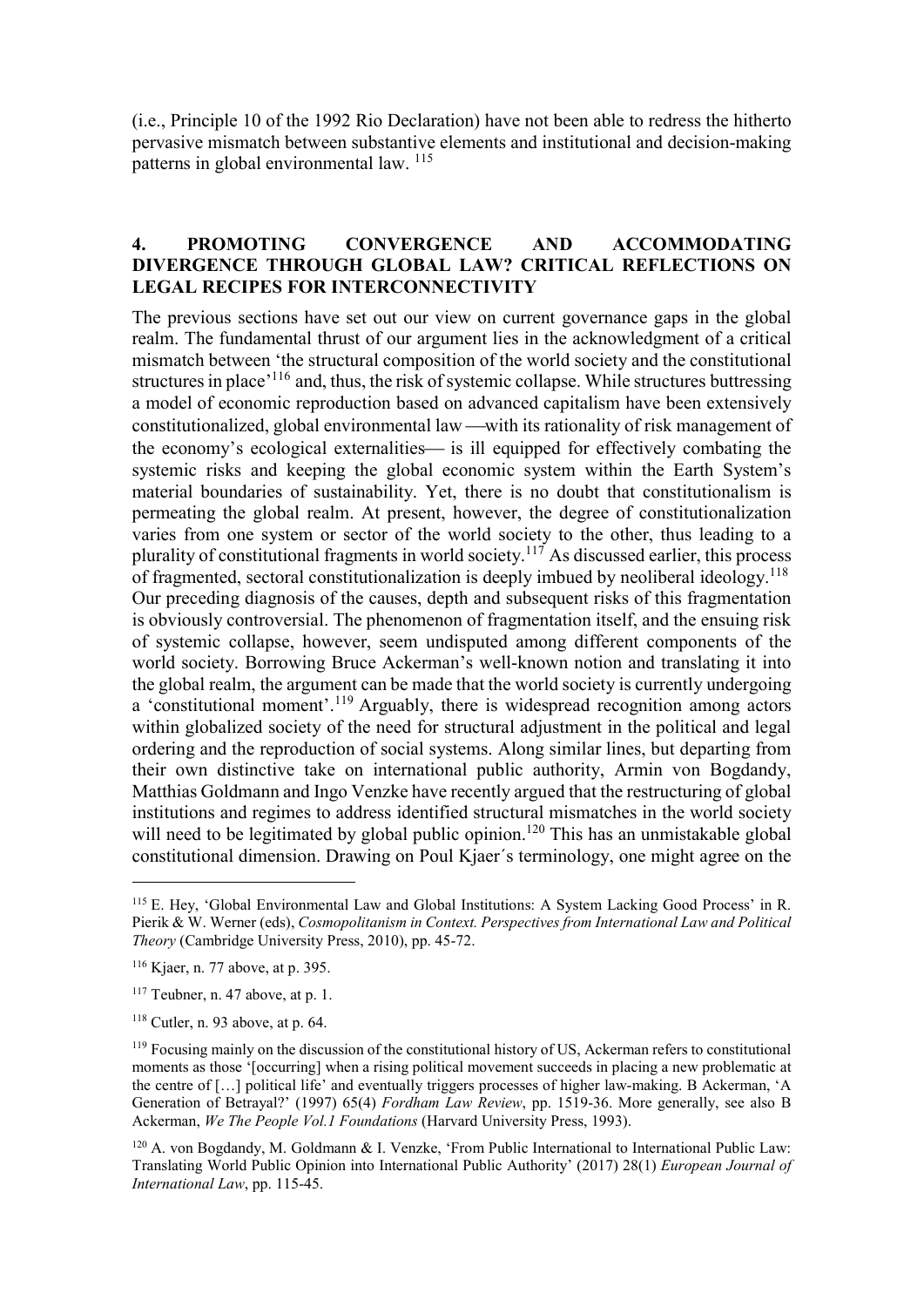(i.e., Principle 10 of the 1992 Rio Declaration) have not been able to redress the hitherto pervasive mismatch between substantive elements and institutional and decision-making patterns in global environmental law. [115]

## 4. PROMOTING CONVERGENCE AND ACCOMMODATING DIVERGENCE THROUGH GLOBAL LAW? CRITICAL REFLECTIONS ON LEGAL RECIPES FOR INTERCONNECTIVITY

The previous sections have set out our view on current governance gaps in the global realm. The fundamental thrust of our argument lies in the acknowledgment of a critical mismatch between 'the structural composition of the world society and the constitutional structures in place'[116] and, thus, the risk of systemic collapse. While structures buttressing a model of economic reproduction based on advanced capitalism have been extensively constitutionalized, global environmental law —with its rationality of risk management of the economy's ecological externalities— is ill equipped for effectively combating the systemic risks and keeping the global economic system within the Earth System's material boundaries of sustainability. Yet, there is no doubt that constitutionalism is permeating the global realm. At present, however, the degree of constitutionalization varies from one system or sector of the world society to the other, thus leading to a plurality of constitutional fragments in world society.[117] As discussed earlier, this process of fragmented, sectoral constitutionalization is deeply imbued by neoliberal ideology.[118] Our preceding diagnosis of the causes, depth and subsequent risks of this fragmentation is obviously controversial. The phenomenon of fragmentation itself, and the ensuing risk of systemic collapse, however, seem undisputed among different components of the world society. Borrowing Bruce Ackerman's well-known notion and translating it into the global realm, the argument can be made that the world society is currently undergoing a 'constitutional moment'.[119] Arguably, there is widespread recognition among actors within globalized society of the need for structural adjustment in the political and legal ordering and the reproduction of social systems. Along similar lines, but departing from their own distinctive take on international public authority, Armin von Bogdandy, Matthias Goldmann and Ingo Venzke have recently argued that the restructuring of global institutions and regimes to address identified structural mismatches in the world society will need to be legitimated by global public opinion.[120] This has an unmistakable global constitutional dimension. Drawing on Poul Kjaer´s terminology, one might agree on the

---

[115] E. Hey, 'Global Environmental Law and Global Institutions: A System Lacking Good Process' in R. Pierik & W. Werner (eds), *Cosmopolitanism in Context. Perspectives from International Law and Political Theory* (Cambridge University Press, 2010), pp. 45-72.

[116] Kjaer, n. 77 above, at p. 395.

[117] Teubner, n. 47 above, at p. 1.

[118] Cutler, n. 93 above, at p. 64.

[119] Focusing mainly on the discussion of the constitutional history of US, Ackerman refers to constitutional moments as those '[occurring] when a rising political movement succeeds in placing a new problematic at the centre of […] political life' and eventually triggers processes of higher law-making. B Ackerman, 'A Generation of Betrayal?' (1997) 65(4) *Fordham Law Review*, pp. 1519-36. More generally, see also B Ackerman, *We The People Vol.1 Foundations* (Harvard University Press, 1993).

[120] A. von Bogdandy, M. Goldmann & I. Venzke, 'From Public International to International Public Law: Translating World Public Opinion into International Public Authority' (2017) 28(1) *European Journal of International Law*, pp. 115-45.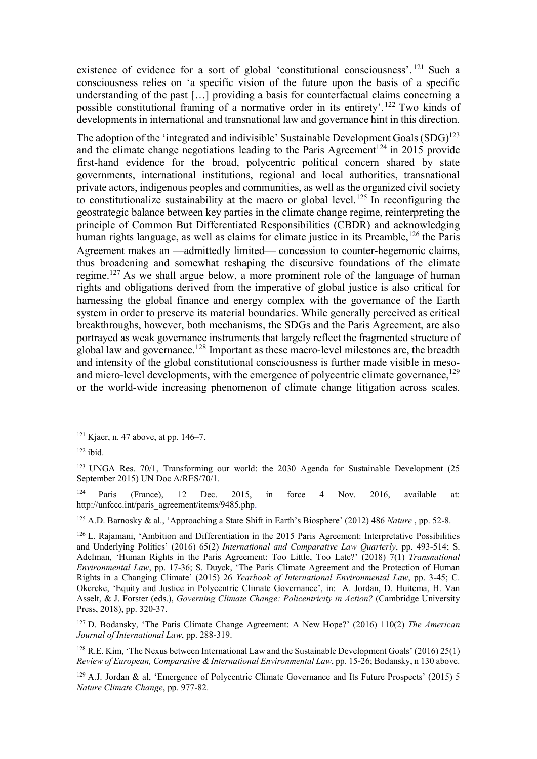existence of evidence for a sort of global 'constitutional consciousness'.[121] Such a consciousness relies on 'a specific vision of the future upon the basis of a specific understanding of the past […] providing a basis for counterfactual claims concerning a possible constitutional framing of a normative order in its entirety'.[122] Two kinds of developments in international and transnational law and governance hint in this direction.

The adoption of the 'integrated and indivisible' Sustainable Development Goals (SDG)[123] and the climate change negotiations leading to the Paris Agreement[124] in 2015 provide first-hand evidence for the broad, polycentric political concern shared by state governments, international institutions, regional and local authorities, transnational private actors, indigenous peoples and communities, as well as the organized civil society to constitutionalize sustainability at the macro or global level.[125] In reconfiguring the geostrategic balance between key parties in the climate change regime, reinterpreting the principle of Common But Differentiated Responsibilities (CBDR) and acknowledging human rights language, as well as claims for climate justice in its Preamble,[126] the Paris Agreement makes an —admittedly limited— concession to counter-hegemonic claims, thus broadening and somewhat reshaping the discursive foundations of the climate regime.[127] As we shall argue below, a more prominent role of the language of human rights and obligations derived from the imperative of global justice is also critical for harnessing the global finance and energy complex with the governance of the Earth system in order to preserve its material boundaries. While generally perceived as critical breakthroughs, however, both mechanisms, the SDGs and the Paris Agreement, are also portrayed as weak governance instruments that largely reflect the fragmented structure of global law and governance.[128] Important as these macro-level milestones are, the breadth and intensity of the global constitutional consciousness is further made visible in meso- and micro-level developments, with the emergence of polycentric climate governance,[129] or the world-wide increasing phenomenon of climate change litigation across scales.

---

[121] Kjaer, n. 47 above, at pp. 146–7.

[122] ibid.

[123] UNGA Res. 70/1, Transforming our world: the 2030 Agenda for Sustainable Development (25 September 2015) UN Doc A/RES/70/1.

[124] Paris (France), 12 Dec. 2015, in force 4 Nov. 2016, available at: http://unfccc.int/paris_agreement/items/9485.php.

[125] A.D. Barnosky & al., 'Approaching a State Shift in Earth's Biosphere' (2012) 486 *Nature* , pp. 52-8.

[126] L. Rajamani, 'Ambition and Differentiation in the 2015 Paris Agreement: Interpretative Possibilities and Underlying Politics' (2016) 65(2) *International and Comparative Law Quarterly*, pp. 493-514; S. Adelman, 'Human Rights in the Paris Agreement: Too Little, Too Late?' (2018) 7(1) *Transnational Environmental Law*, pp. 17-36; S. Duyck, 'The Paris Climate Agreement and the Protection of Human Rights in a Changing Climate' (2015) 26 *Yearbook of International Environmental Law*, pp. 3-45; C. Okereke, 'Equity and Justice in Polycentric Climate Governance', in: A. Jordan, D. Huitema, H. Van Asselt, & J. Forster (eds.), *Governing Climate Change: Policentricity in Action?* (Cambridge University Press, 2018), pp. 320-37.

[127] D. Bodansky, 'The Paris Climate Change Agreement: A New Hope?' (2016) 110(2) *The American Journal of International Law*, pp. 288-319.

[128] R.E. Kim, 'The Nexus between International Law and the Sustainable Development Goals' (2016) 25(1) *Review of European, Comparative & International Environmental Law*, pp. 15-26; Bodansky, n 130 above.

[129] A.J. Jordan & al, 'Emergence of Polycentric Climate Governance and Its Future Prospects' (2015) 5 *Nature Climate Change*, pp. 977-82.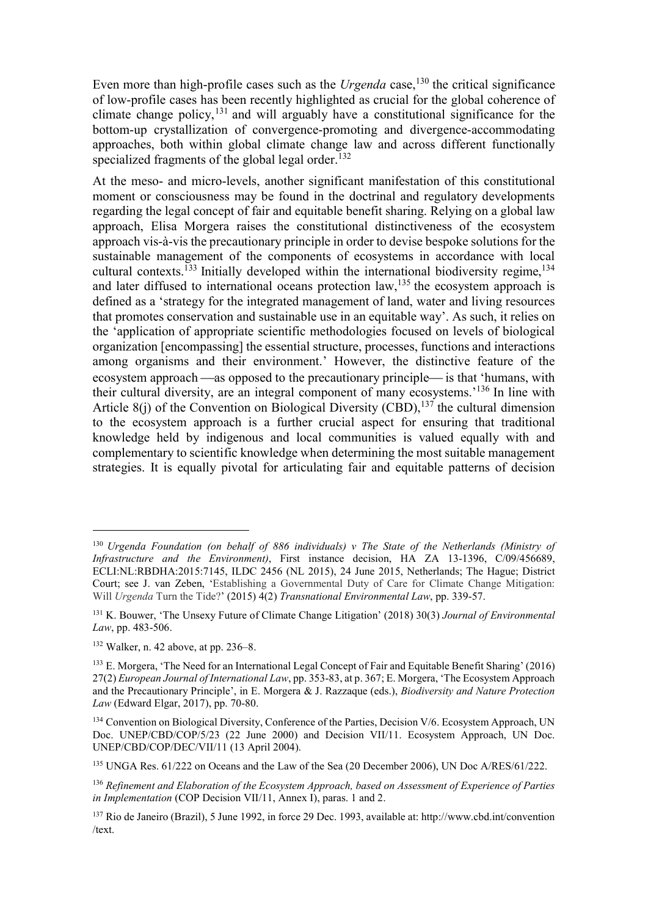Even more than high-profile cases such as the *Urgenda* case,[130] the critical significance of low-profile cases has been recently highlighted as crucial for the global coherence of climate change policy,[131] and will arguably have a constitutional significance for the bottom-up crystallization of convergence-promoting and divergence-accommodating approaches, both within global climate change law and across different functionally specialized fragments of the global legal order.[132]

At the meso- and micro-levels, another significant manifestation of this constitutional moment or consciousness may be found in the doctrinal and regulatory developments regarding the legal concept of fair and equitable benefit sharing. Relying on a global law approach, Elisa Morgera raises the constitutional distinctiveness of the ecosystem approach vis-à-vis the precautionary principle in order to devise bespoke solutions for the sustainable management of the components of ecosystems in accordance with local cultural contexts.[133] Initially developed within the international biodiversity regime,[134] and later diffused to international oceans protection law,[135] the ecosystem approach is defined as a 'strategy for the integrated management of land, water and living resources that promotes conservation and sustainable use in an equitable way'. As such, it relies on the 'application of appropriate scientific methodologies focused on levels of biological organization [encompassing] the essential structure, processes, functions and interactions among organisms and their environment.' However, the distinctive feature of the ecosystem approach —as opposed to the precautionary principle— is that 'humans, with their cultural diversity, are an integral component of many ecosystems.'[136] In line with Article 8(j) of the Convention on Biological Diversity (CBD),[137] the cultural dimension to the ecosystem approach is a further crucial aspect for ensuring that traditional knowledge held by indigenous and local communities is valued equally with and complementary to scientific knowledge when determining the most suitable management strategies. It is equally pivotal for articulating fair and equitable patterns of decision

---

[130] *Urgenda Foundation (on behalf of 886 individuals) v The State of the Netherlands (Ministry of Infrastructure and the Environment)*, First instance decision, HA ZA 13-1396, C/09/456689, ECLI:NL:RBDHA:2015:7145, ILDC 2456 (NL 2015), 24 June 2015, Netherlands; The Hague; District Court; see J. van Zeben, 'Establishing a Governmental Duty of Care for Climate Change Mitigation: Will *Urgenda* Turn the Tide?' (2015) 4(2) *Transnational Environmental Law*, pp. 339-57.

[131] K. Bouwer, 'The Unsexy Future of Climate Change Litigation' (2018) 30(3) *Journal of Environmental Law*, pp. 483-506.

[132] Walker, n. 42 above, at pp. 236–8.

[133] E. Morgera, 'The Need for an International Legal Concept of Fair and Equitable Benefit Sharing' (2016) 27(2) *European Journal of International Law*, pp. 353-83, at p. 367; E. Morgera, 'The Ecosystem Approach and the Precautionary Principle', in E. Morgera & J. Razzaque (eds.), *Biodiversity and Nature Protection Law* (Edward Elgar, 2017), pp. 70-80.

[134] Convention on Biological Diversity, Conference of the Parties, Decision V/6. Ecosystem Approach, UN Doc. UNEP/CBD/COP/5/23 (22 June 2000) and Decision VII/11. Ecosystem Approach, UN Doc. UNEP/CBD/COP/DEC/VII/11 (13 April 2004).

[135] UNGA Res. 61/222 on Oceans and the Law of the Sea (20 December 2006), UN Doc A/RES/61/222.

[136] *Refinement and Elaboration of the Ecosystem Approach, based on Assessment of Experience of Parties in Implementation* (COP Decision VII/11, Annex I), paras. 1 and 2.

[137] Rio de Janeiro (Brazil), 5 June 1992, in force 29 Dec. 1993, available at: http://www.cbd.int/convention/text.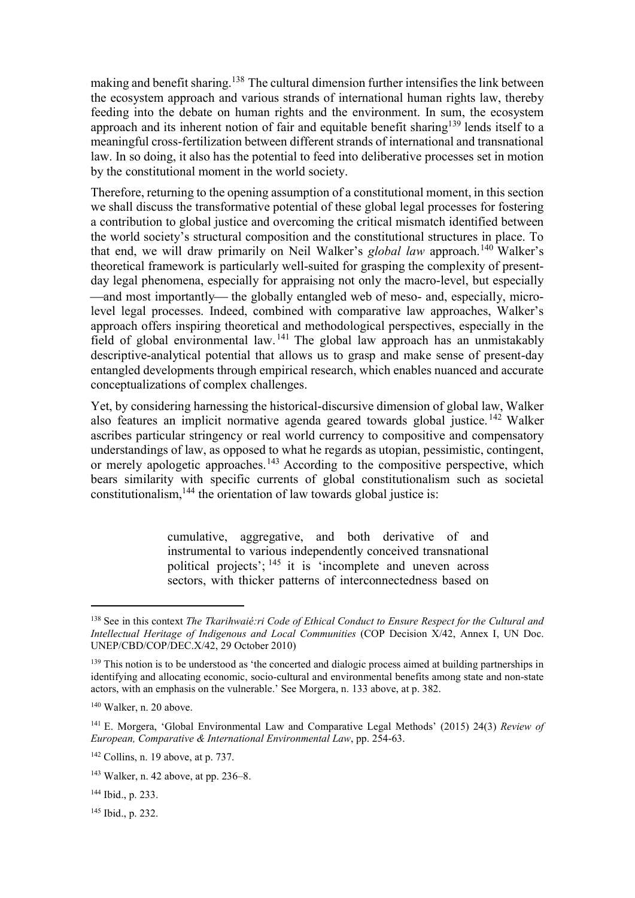making and benefit sharing.[138] The cultural dimension further intensifies the link between the ecosystem approach and various strands of international human rights law, thereby feeding into the debate on human rights and the environment. In sum, the ecosystem approach and its inherent notion of fair and equitable benefit sharing[139] lends itself to a meaningful cross-fertilization between different strands of international and transnational law. In so doing, it also has the potential to feed into deliberative processes set in motion by the constitutional moment in the world society.

Therefore, returning to the opening assumption of a constitutional moment, in this section we shall discuss the transformative potential of these global legal processes for fostering a contribution to global justice and overcoming the critical mismatch identified between the world society's structural composition and the constitutional structures in place. To that end, we will draw primarily on Neil Walker's *global law* approach.[140] Walker's theoretical framework is particularly well-suited for grasping the complexity of present-day legal phenomena, especially for appraising not only the macro-level, but especially —and most importantly— the globally entangled web of meso- and, especially, micro-level legal processes. Indeed, combined with comparative law approaches, Walker's approach offers inspiring theoretical and methodological perspectives, especially in the field of global environmental law.[141] The global law approach has an unmistakably descriptive-analytical potential that allows us to grasp and make sense of present-day entangled developments through empirical research, which enables nuanced and accurate conceptualizations of complex challenges.

Yet, by considering harnessing the historical-discursive dimension of global law, Walker also features an implicit normative agenda geared towards global justice.[142] Walker ascribes particular stringency or real world currency to compositive and compensatory understandings of law, as opposed to what he regards as utopian, pessimistic, contingent, or merely apologetic approaches.[143] According to the compositive perspective, which bears similarity with specific currents of global constitutionalism such as societal constitutionalism,[144] the orientation of law towards global justice is:

> cumulative, aggregative, and both derivative of and instrumental to various independently conceived transnational political projects';[145] it is 'incomplete and uneven across sectors, with thicker patterns of interconnectedness based on

---

[138] See in this context *The Tkarihwaié:ri Code of Ethical Conduct to Ensure Respect for the Cultural and Intellectual Heritage of Indigenous and Local Communities* (COP Decision X/42, Annex I, UN Doc. UNEP/CBD/COP/DEC.X/42, 29 October 2010)

[139] This notion is to be understood as 'the concerted and dialogic process aimed at building partnerships in identifying and allocating economic, socio-cultural and environmental benefits among state and non-state actors, with an emphasis on the vulnerable.' See Morgera, n. 133 above, at p. 382.

[140] Walker, n. 20 above.

[141] E. Morgera, 'Global Environmental Law and Comparative Legal Methods' (2015) 24(3) *Review of European, Comparative & International Environmental Law*, pp. 254-63.

[142] Collins, n. 19 above, at p. 737.

[143] Walker, n. 42 above, at pp. 236–8.

[144] Ibid., p. 233.

[145] Ibid., p. 232.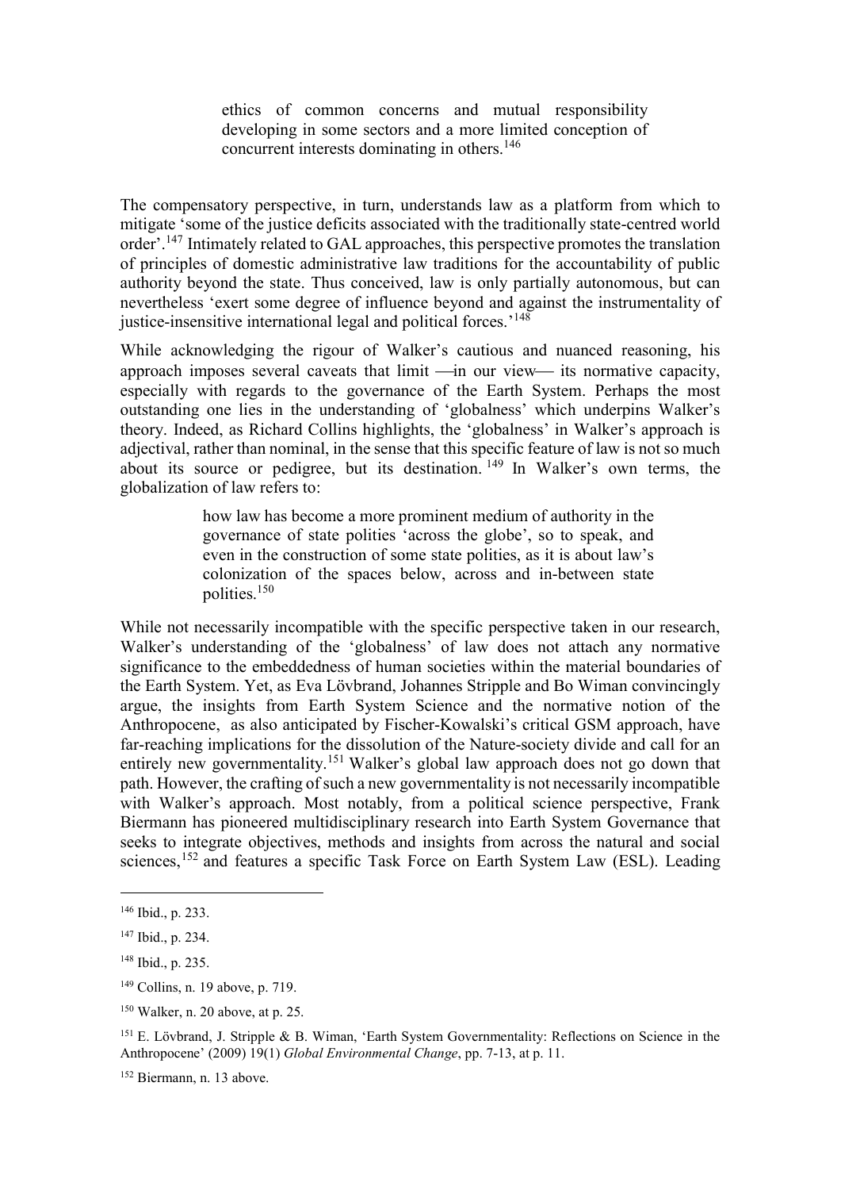> ethics of common concerns and mutual responsibility developing in some sectors and a more limited conception of concurrent interests dominating in others.[146]

The compensatory perspective, in turn, understands law as a platform from which to mitigate 'some of the justice deficits associated with the traditionally state-centred world order'.[147] Intimately related to GAL approaches, this perspective promotes the translation of principles of domestic administrative law traditions for the accountability of public authority beyond the state. Thus conceived, law is only partially autonomous, but can nevertheless 'exert some degree of influence beyond and against the instrumentality of justice-insensitive international legal and political forces.'[148]

While acknowledging the rigour of Walker's cautious and nuanced reasoning, his approach imposes several caveats that limit —in our view— its normative capacity, especially with regards to the governance of the Earth System. Perhaps the most outstanding one lies in the understanding of 'globalness' which underpins Walker's theory. Indeed, as Richard Collins highlights, the 'globalness' in Walker's approach is adjectival, rather than nominal, in the sense that this specific feature of law is not so much about its source or pedigree, but its destination.[149] In Walker's own terms, the globalization of law refers to:

> how law has become a more prominent medium of authority in the governance of state polities 'across the globe', so to speak, and even in the construction of some state polities, as it is about law's colonization of the spaces below, across and in-between state polities.[150]

While not necessarily incompatible with the specific perspective taken in our research, Walker's understanding of the 'globalness' of law does not attach any normative significance to the embeddedness of human societies within the material boundaries of the Earth System. Yet, as Eva Lövbrand, Johannes Stripple and Bo Wiman convincingly argue, the insights from Earth System Science and the normative notion of the Anthropocene, as also anticipated by Fischer-Kowalski's critical GSM approach, have far-reaching implications for the dissolution of the Nature-society divide and call for an entirely new governmentality.[151] Walker's global law approach does not go down that path. However, the crafting of such a new governmentality is not necessarily incompatible with Walker's approach. Most notably, from a political science perspective, Frank Biermann has pioneered multidisciplinary research into Earth System Governance that seeks to integrate objectives, methods and insights from across the natural and social sciences,[152] and features a specific Task Force on Earth System Law (ESL). Leading

---

[146] Ibid., p. 233.

[147] Ibid., p. 234.

[148] Ibid., p. 235.

[149] Collins, n. 19 above, p. 719.

[150] Walker, n. 20 above, at p. 25.

[151] E. Lövbrand, J. Stripple & B. Wiman, 'Earth System Governmentality: Reflections on Science in the Anthropocene' (2009) 19(1) *Global Environmental Change*, pp. 7-13, at p. 11.

[152] Biermann, n. 13 above.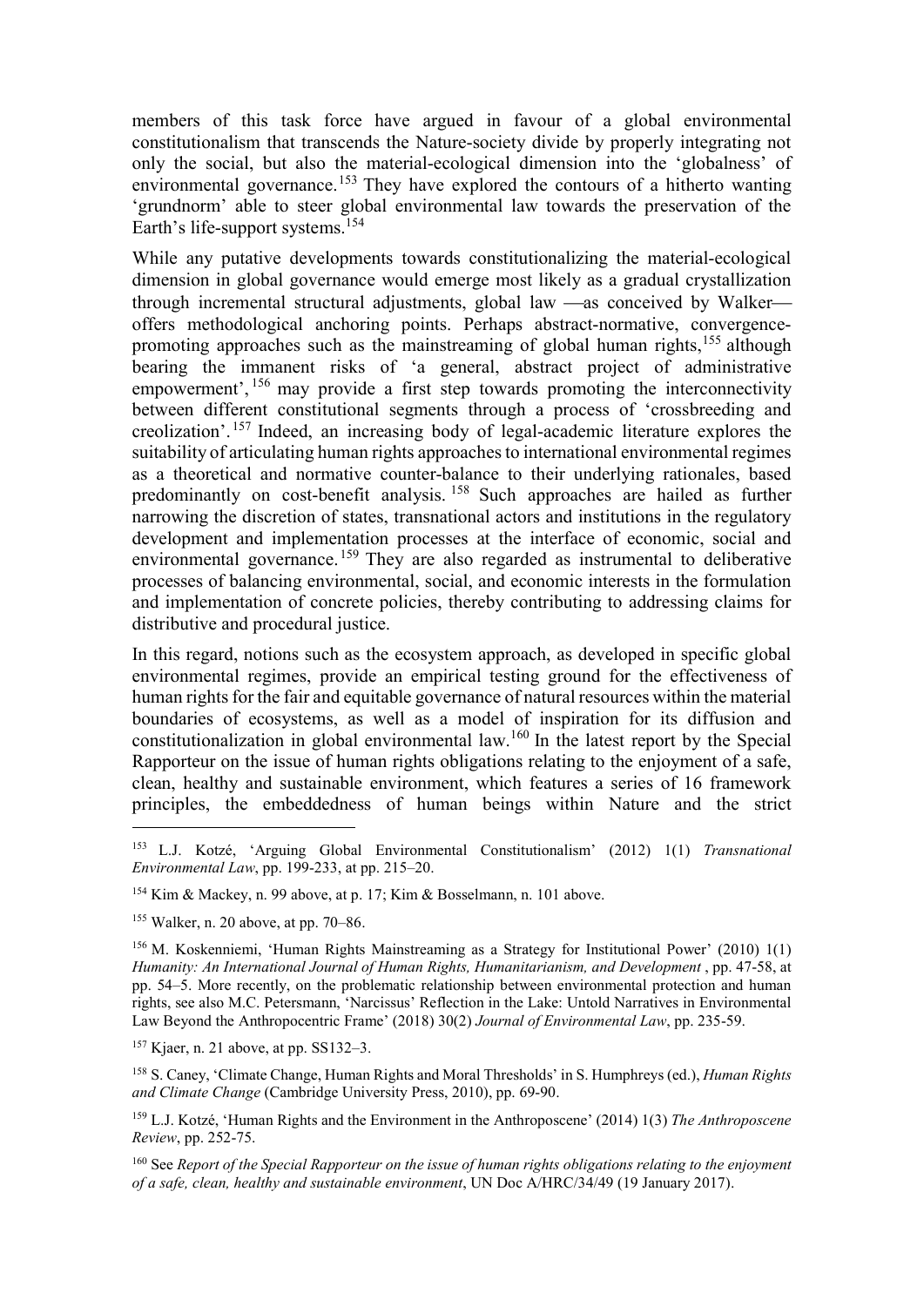members of this task force have argued in favour of a global environmental constitutionalism that transcends the Nature-society divide by properly integrating not only the social, but also the material-ecological dimension into the 'globalness' of environmental governance.[153] They have explored the contours of a hitherto wanting 'grundnorm' able to steer global environmental law towards the preservation of the Earth's life-support systems.[154]

While any putative developments towards constitutionalizing the material-ecological dimension in global governance would emerge most likely as a gradual crystallization through incremental structural adjustments, global law —as conceived by Walker— offers methodological anchoring points. Perhaps abstract-normative, convergence-promoting approaches such as the mainstreaming of global human rights,[155] although bearing the immanent risks of 'a general, abstract project of administrative empowerment',[156] may provide a first step towards promoting the interconnectivity between different constitutional segments through a process of 'crossbreeding and creolization'.[157] Indeed, an increasing body of legal-academic literature explores the suitability of articulating human rights approaches to international environmental regimes as a theoretical and normative counter-balance to their underlying rationales, based predominantly on cost-benefit analysis.[158] Such approaches are hailed as further narrowing the discretion of states, transnational actors and institutions in the regulatory development and implementation processes at the interface of economic, social and environmental governance.[159] They are also regarded as instrumental to deliberative processes of balancing environmental, social, and economic interests in the formulation and implementation of concrete policies, thereby contributing to addressing claims for distributive and procedural justice.

In this regard, notions such as the ecosystem approach, as developed in specific global environmental regimes, provide an empirical testing ground for the effectiveness of human rights for the fair and equitable governance of natural resources within the material boundaries of ecosystems, as well as a model of inspiration for its diffusion and constitutionalization in global environmental law.[160] In the latest report by the Special Rapporteur on the issue of human rights obligations relating to the enjoyment of a safe, clean, healthy and sustainable environment, which features a series of 16 framework principles, the embeddedness of human beings within Nature and the strict

---

[153] L.J. Kotzé, 'Arguing Global Environmental Constitutionalism' (2012) 1(1) *Transnational Environmental Law*, pp. 199-233, at pp. 215–20.

[154] Kim & Mackey, n. 99 above, at p. 17; Kim & Bosselmann, n. 101 above.

[155] Walker, n. 20 above, at pp. 70–86.

[156] M. Koskenniemi, 'Human Rights Mainstreaming as a Strategy for Institutional Power' (2010) 1(1) *Humanity: An International Journal of Human Rights, Humanitarianism, and Development* , pp. 47-58, at pp. 54–5. More recently, on the problematic relationship between environmental protection and human rights, see also M.C. Petersmann, 'Narcissus' Reflection in the Lake: Untold Narratives in Environmental Law Beyond the Anthropocentric Frame' (2018) 30(2) *Journal of Environmental Law*, pp. 235-59.

[157] Kjaer, n. 21 above, at pp. SS132–3.

[158] S. Caney, 'Climate Change, Human Rights and Moral Thresholds' in S. Humphreys (ed.), *Human Rights and Climate Change* (Cambridge University Press, 2010), pp. 69-90.

[159] L.J. Kotzé, 'Human Rights and the Environment in the Anthropocene' (2014) 1(3) *The Anthropocene Review*, pp. 252-75.

[160] See *Report of the Special Rapporteur on the issue of human rights obligations relating to the enjoyment of a safe, clean, healthy and sustainable environment*, UN Doc A/HRC/34/49 (19 January 2017).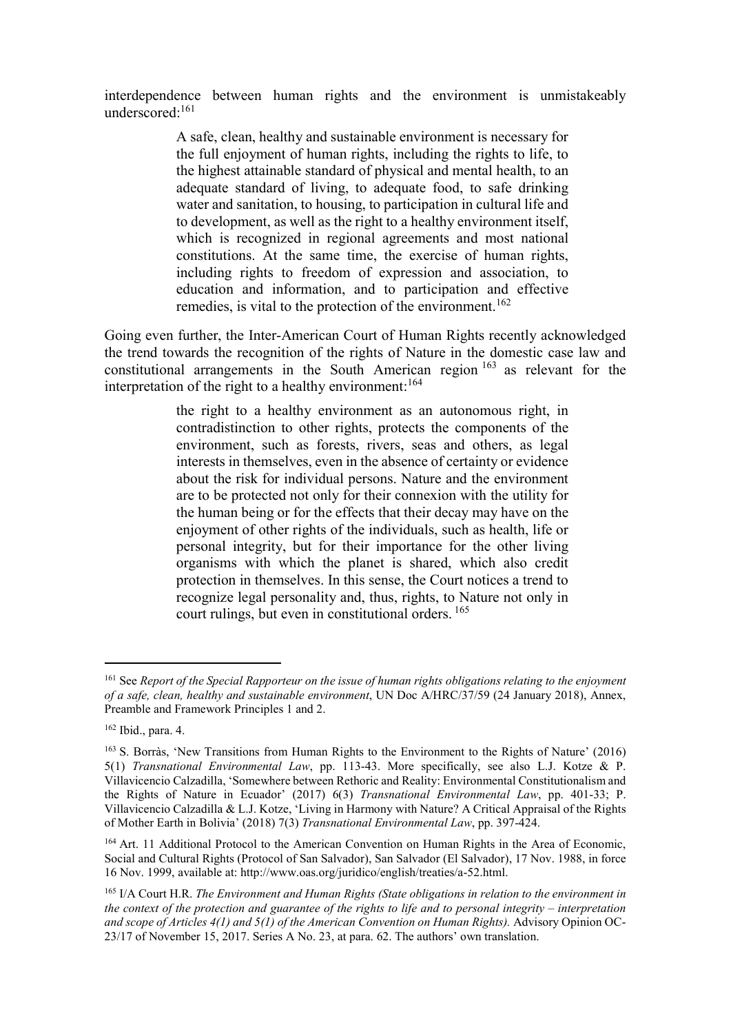interdependence between human rights and the environment is unmistakeably underscored:[161]

> A safe, clean, healthy and sustainable environment is necessary for the full enjoyment of human rights, including the rights to life, to the highest attainable standard of physical and mental health, to an adequate standard of living, to adequate food, to safe drinking water and sanitation, to housing, to participation in cultural life and to development, as well as the right to a healthy environment itself, which is recognized in regional agreements and most national constitutions. At the same time, the exercise of human rights, including rights to freedom of expression and association, to education and information, and to participation and effective remedies, is vital to the protection of the environment.[162]

Going even further, the Inter-American Court of Human Rights recently acknowledged the trend towards the recognition of the rights of Nature in the domestic case law and constitutional arrangements in the South American region[163] as relevant for the interpretation of the right to a healthy environment:[164]

> the right to a healthy environment as an autonomous right, in contradistinction to other rights, protects the components of the environment, such as forests, rivers, seas and others, as legal interests in themselves, even in the absence of certainty or evidence about the risk for individual persons. Nature and the environment are to be protected not only for their connexion with the utility for the human being or for the effects that their decay may have on the enjoyment of other rights of the individuals, such as health, life or personal integrity, but for their importance for the other living organisms with which the planet is shared, which also credit protection in themselves. In this sense, the Court notices a trend to recognize legal personality and, thus, rights, to Nature not only in court rulings, but even in constitutional orders.[165]

---

[161] See *Report of the Special Rapporteur on the issue of human rights obligations relating to the enjoyment of a safe, clean, healthy and sustainable environment*, UN Doc A/HRC/37/59 (24 January 2018), Annex, Preamble and Framework Principles 1 and 2.

[162] Ibid., para. 4.

[163] S. Borràs, 'New Transitions from Human Rights to the Environment to the Rights of Nature' (2016) 5(1) *Transnational Environmental Law*, pp. 113-43. More specifically, see also L.J. Kotze & P. Villavicencio Calzadilla, 'Somewhere between Rethoric and Reality: Environmental Constitutionalism and the Rights of Nature in Ecuador' (2017) 6(3) *Transnational Environmental Law*, pp. 401-33; P. Villavicencio Calzadilla & L.J. Kotze, 'Living in Harmony with Nature? A Critical Appraisal of the Rights of Mother Earth in Bolivia' (2018) 7(3) *Transnational Environmental Law*, pp. 397-424.

[164] Art. 11 Additional Protocol to the American Convention on Human Rights in the Area of Economic, Social and Cultural Rights (Protocol of San Salvador), San Salvador (El Salvador), 17 Nov. 1988, in force 16 Nov. 1999, available at: http://www.oas.org/juridico/english/treaties/a-52.html.

[165] I/A Court H.R. *The Environment and Human Rights (State obligations in relation to the environment in the context of the protection and guarantee of the rights to life and to personal integrity – interpretation and scope of Articles 4(1) and 5(1) of the American Convention on Human Rights).* Advisory Opinion OC-23/17 of November 15, 2017. Series A No. 23, at para. 62. The authors' own translation.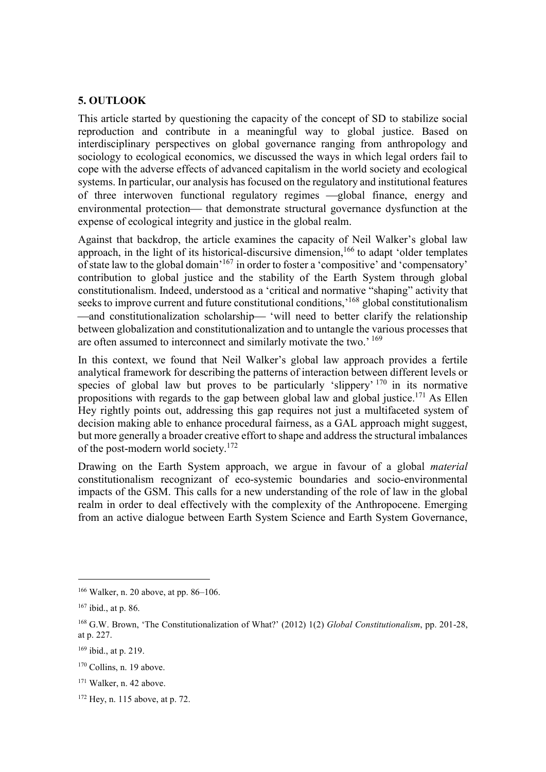## 5. OUTLOOK

This article started by questioning the capacity of the concept of SD to stabilize social reproduction and contribute in a meaningful way to global justice. Based on interdisciplinary perspectives on global governance ranging from anthropology and sociology to ecological economics, we discussed the ways in which legal orders fail to cope with the adverse effects of advanced capitalism in the world society and ecological systems. In particular, our analysis has focused on the regulatory and institutional features of three interwoven functional regulatory regimes —global finance, energy and environmental protection— that demonstrate structural governance dysfunction at the expense of ecological integrity and justice in the global realm.

Against that backdrop, the article examines the capacity of Neil Walker's global law approach, in the light of its historical-discursive dimension,[166] to adapt 'older templates of state law to the global domain'[167] in order to foster a 'compositive' and 'compensatory' contribution to global justice and the stability of the Earth System through global constitutionalism. Indeed, understood as a 'critical and normative "shaping" activity that seeks to improve current and future constitutional conditions,'[168] global constitutionalism —and constitutionalization scholarship— 'will need to better clarify the relationship between globalization and constitutionalization and to untangle the various processes that are often assumed to interconnect and similarly motivate the two.'[169]

In this context, we found that Neil Walker's global law approach provides a fertile analytical framework for describing the patterns of interaction between different levels or species of global law but proves to be particularly 'slippery'[170] in its normative propositions with regards to the gap between global law and global justice.[171] As Ellen Hey rightly points out, addressing this gap requires not just a multifaceted system of decision making able to enhance procedural fairness, as a GAL approach might suggest, but more generally a broader creative effort to shape and address the structural imbalances of the post-modern world society.[172]

Drawing on the Earth System approach, we argue in favour of a global *material* constitutionalism recognizant of eco-systemic boundaries and socio-environmental impacts of the GSM. This calls for a new understanding of the role of law in the global realm in order to deal effectively with the complexity of the Anthropocene. Emerging from an active dialogue between Earth System Science and Earth System Governance,

---

[166] Walker, n. 20 above, at pp. 86–106.

[167] ibid., at p. 86.

[168] G.W. Brown, 'The Constitutionalization of What?' (2012) 1(2) *Global Constitutionalism*, pp. 201-28, at p. 227.

[169] ibid., at p. 219.

[170] Collins, n. 19 above.

[171] Walker, n. 42 above.

[172] Hey, n. 115 above, at p. 72.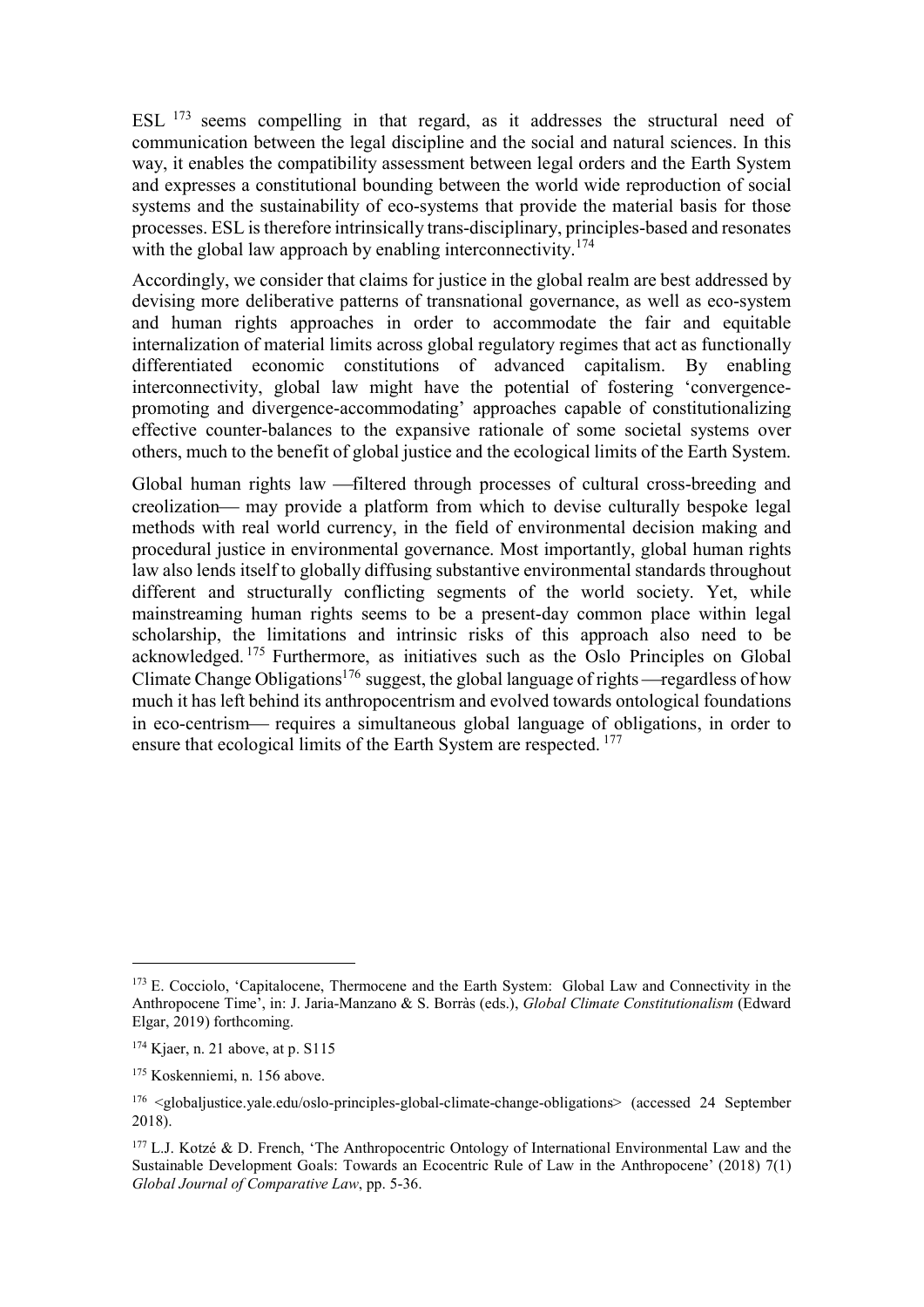ESL [173] seems compelling in that regard, as it addresses the structural need of communication between the legal discipline and the social and natural sciences. In this way, it enables the compatibility assessment between legal orders and the Earth System and expresses a constitutional bounding between the world wide reproduction of social systems and the sustainability of eco-systems that provide the material basis for those processes. ESL is therefore intrinsically trans-disciplinary, principles-based and resonates with the global law approach by enabling interconnectivity.[174]

Accordingly, we consider that claims for justice in the global realm are best addressed by devising more deliberative patterns of transnational governance, as well as eco-system and human rights approaches in order to accommodate the fair and equitable internalization of material limits across global regulatory regimes that act as functionally differentiated economic constitutions of advanced capitalism. By enabling interconnectivity, global law might have the potential of fostering 'convergence-promoting and divergence-accommodating' approaches capable of constitutionalizing effective counter-balances to the expansive rationale of some societal systems over others, much to the benefit of global justice and the ecological limits of the Earth System.

Global human rights law —filtered through processes of cultural cross-breeding and creolization— may provide a platform from which to devise culturally bespoke legal methods with real world currency, in the field of environmental decision making and procedural justice in environmental governance. Most importantly, global human rights law also lends itself to globally diffusing substantive environmental standards throughout different and structurally conflicting segments of the world society. Yet, while mainstreaming human rights seems to be a present-day common place within legal scholarship, the limitations and intrinsic risks of this approach also need to be acknowledged.[175] Furthermore, as initiatives such as the Oslo Principles on Global Climate Change Obligations[176] suggest, the global language of rights —regardless of how much it has left behind its anthropocentrism and evolved towards ontological foundations in eco-centrism— requires a simultaneous global language of obligations, in order to ensure that ecological limits of the Earth System are respected.[177]

---

[173] E. Cocciolo, 'Capitalocene, Thermocene and the Earth System: Global Law and Connectivity in the Anthropocene Time', in: J. Jaria-Manzano & S. Borràs (eds.), *Global Climate Constitutionalism* (Edward Elgar, 2019) forthcoming.

[174] Kjaer, n. 21 above, at p. S115

[175] Koskenniemi, n. 156 above.

[176] <globaljustice.yale.edu/oslo-principles-global-climate-change-obligations> (accessed 24 September 2018).

[177] L.J. Kotzé & D. French, 'The Anthropocentric Ontology of International Environmental Law and the Sustainable Development Goals: Towards an Ecocentric Rule of Law in the Anthropocene' (2018) 7(1) *Global Journal of Comparative Law*, pp. 5-36.